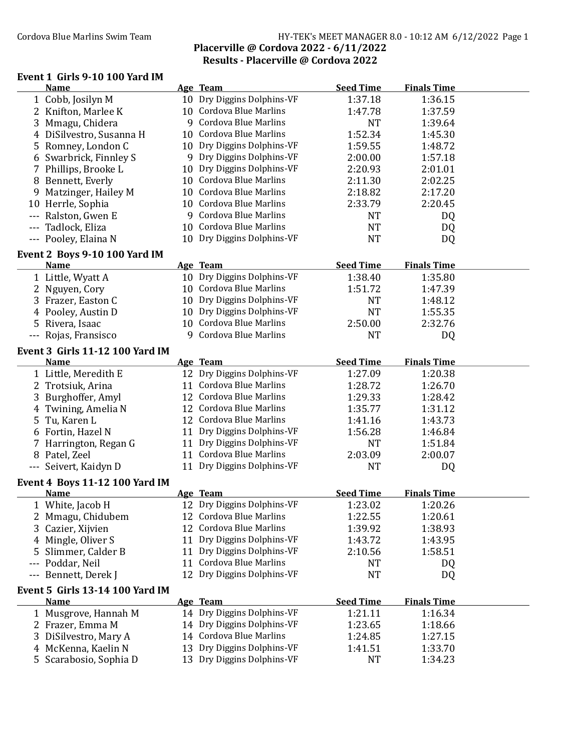# Placerville @ Cordova 2022 - 6/11/2022

## Results - Placerville @ Cordova 2022

### Event 1 Girls 9-10 100 Yard IM

| | Name | Age | Team | Seed Time | Finals Time |
|---|---|---|---|---|---|
| 1 | Cobb, Josilyn M | 10 | Dry Diggins Dolphins-VF | 1:37.18 | 1:36.15 |
| 2 | Knifton, Marlee K | 10 | Cordova Blue Marlins | 1:47.78 | 1:37.59 |
| 3 | Mmagu, Chidera | 9 | Cordova Blue Marlins | NT | 1:39.64 |
| 4 | DiSilvestro, Susanna H | 10 | Cordova Blue Marlins | 1:52.34 | 1:45.30 |
| 5 | Romney, London C | 10 | Dry Diggins Dolphins-VF | 1:59.55 | 1:48.72 |
| 6 | Swarbrick, Finnley S | 9 | Dry Diggins Dolphins-VF | 2:00.00 | 1:57.18 |
| 7 | Phillips, Brooke L | 10 | Dry Diggins Dolphins-VF | 2:20.93 | 2:01.01 |
| 8 | Bennett, Everly | 10 | Cordova Blue Marlins | 2:11.30 | 2:02.25 |
| 9 | Matzinger, Hailey M | 10 | Cordova Blue Marlins | 2:18.82 | 2:17.20 |
| 10 | Herrle, Sophia | 10 | Cordova Blue Marlins | 2:33.79 | 2:20.45 |
| --- | Ralston, Gwen E | 9 | Cordova Blue Marlins | NT | DQ |
| --- | Tadlock, Eliza | 10 | Cordova Blue Marlins | NT | DQ |
| --- | Pooley, Elaina N | 10 | Dry Diggins Dolphins-VF | NT | DQ |

### Event 2 Boys 9-10 100 Yard IM

| | Name | Age | Team | Seed Time | Finals Time |
|---|---|---|---|---|---|
| 1 | Little, Wyatt A | 10 | Dry Diggins Dolphins-VF | 1:38.40 | 1:35.80 |
| 2 | Nguyen, Cory | 10 | Cordova Blue Marlins | 1:51.72 | 1:47.39 |
| 3 | Frazer, Easton C | 10 | Dry Diggins Dolphins-VF | NT | 1:48.12 |
| 4 | Pooley, Austin D | 10 | Dry Diggins Dolphins-VF | NT | 1:55.35 |
| 5 | Rivera, Isaac | 10 | Cordova Blue Marlins | 2:50.00 | 2:32.76 |
| --- | Rojas, Fransisco | 9 | Cordova Blue Marlins | NT | DQ |

### Event 3 Girls 11-12 100 Yard IM

| | Name | Age | Team | Seed Time | Finals Time |
|---|---|---|---|---|---|
| 1 | Little, Meredith E | 12 | Dry Diggins Dolphins-VF | 1:27.09 | 1:20.38 |
| 2 | Trotsiuk, Arina | 11 | Cordova Blue Marlins | 1:28.72 | 1:26.70 |
| 3 | Burghoffer, Amyl | 12 | Cordova Blue Marlins | 1:29.33 | 1:28.42 |
| 4 | Twining, Amelia N | 12 | Cordova Blue Marlins | 1:35.77 | 1:31.12 |
| 5 | Tu, Karen L | 12 | Cordova Blue Marlins | 1:41.16 | 1:43.73 |
| 6 | Fortin, Hazel N | 11 | Dry Diggins Dolphins-VF | 1:56.28 | 1:46.84 |
| 7 | Harrington, Regan G | 11 | Dry Diggins Dolphins-VF | NT | 1:51.84 |
| 8 | Patel, Zeel | 11 | Cordova Blue Marlins | 2:03.09 | 2:00.07 |
| --- | Seivert, Kaidyn D | 11 | Dry Diggins Dolphins-VF | NT | DQ |

### Event 4 Boys 11-12 100 Yard IM

| | Name | Age | Team | Seed Time | Finals Time |
|---|---|---|---|---|---|
| 1 | White, Jacob H | 12 | Dry Diggins Dolphins-VF | 1:23.02 | 1:20.26 |
| 2 | Mmagu, Chidubem | 12 | Cordova Blue Marlins | 1:22.55 | 1:20.61 |
| 3 | Cazier, Xijvien | 12 | Cordova Blue Marlins | 1:39.92 | 1:38.93 |
| 4 | Mingle, Oliver S | 11 | Dry Diggins Dolphins-VF | 1:43.72 | 1:43.95 |
| 5 | Slimmer, Calder B | 11 | Dry Diggins Dolphins-VF | 2:10.56 | 1:58.51 |
| --- | Poddar, Neil | 11 | Cordova Blue Marlins | NT | DQ |
| --- | Bennett, Derek J | 12 | Dry Diggins Dolphins-VF | NT | DQ |

### Event 5 Girls 13-14 100 Yard IM

| | Name | Age | Team | Seed Time | Finals Time |
|---|---|---|---|---|---|
| 1 | Musgrove, Hannah M | 14 | Dry Diggins Dolphins-VF | 1:21.11 | 1:16.34 |
| 2 | Frazer, Emma M | 14 | Dry Diggins Dolphins-VF | 1:23.65 | 1:18.66 |
| 3 | DiSilvestro, Mary A | 14 | Cordova Blue Marlins | 1:24.85 | 1:27.15 |
| 4 | McKenna, Kaelin N | 13 | Dry Diggins Dolphins-VF | 1:41.51 | 1:33.70 |
| 5 | Scarabosio, Sophia D | 13 | Dry Diggins Dolphins-VF | NT | 1:34.23 |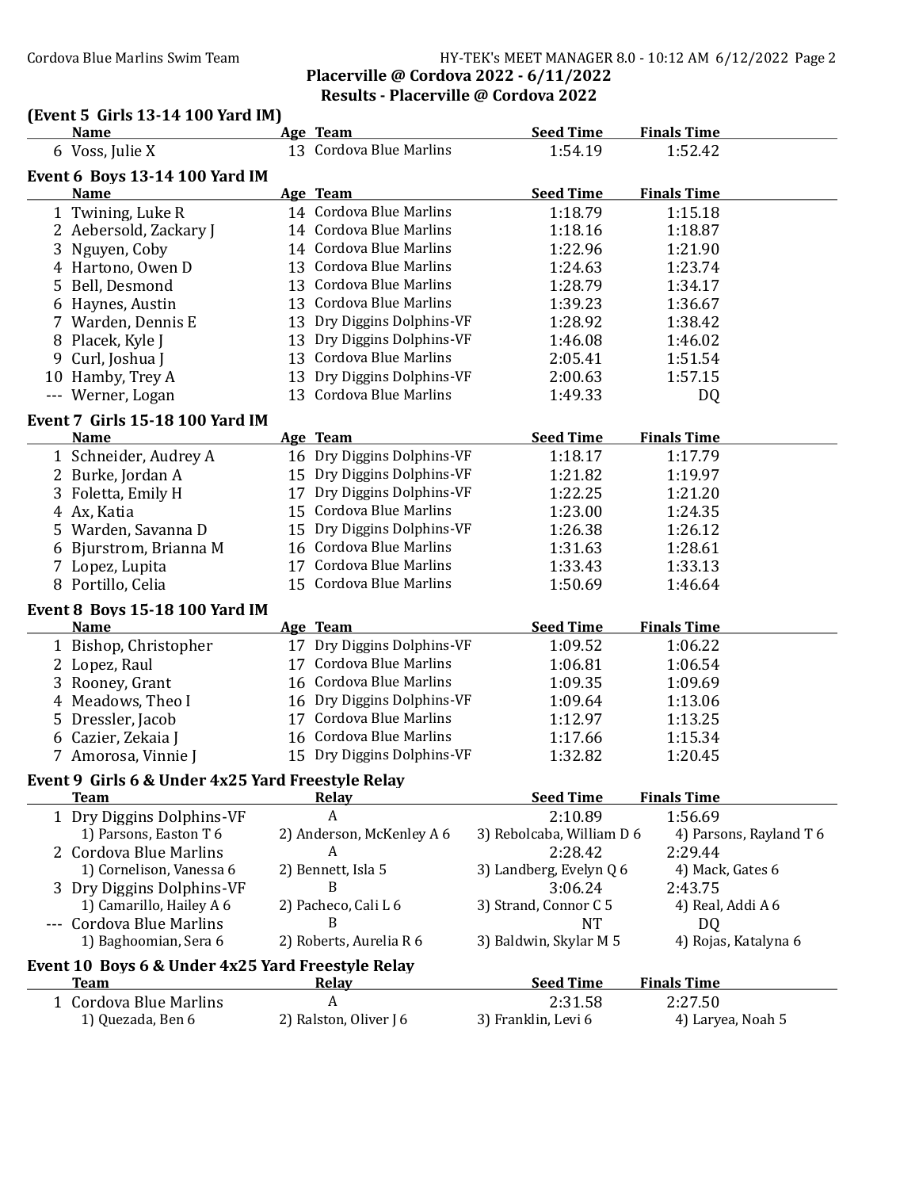## Placerville @ Cordova 2022 - 6/11/2022
## Results - Placerville @ Cordova 2022

### (Event 5 Girls 13-14 100 Yard IM)

| | Name | Age | Team | Seed Time | Finals Time |
|---|---|---|---|---|---|
| 6 | Voss, Julie X | 13 | Cordova Blue Marlins | 1:54.19 | 1:52.42 |

### Event 6 Boys 13-14 100 Yard IM

| | Name | Age | Team | Seed Time | Finals Time |
|---|---|---|---|---|---|
| 1 | Twining, Luke R | 14 | Cordova Blue Marlins | 1:18.79 | 1:15.18 |
| 2 | Aebersold, Zackary J | 14 | Cordova Blue Marlins | 1:18.16 | 1:18.87 |
| 3 | Nguyen, Coby | 14 | Cordova Blue Marlins | 1:22.96 | 1:21.90 |
| 4 | Hartono, Owen D | 13 | Cordova Blue Marlins | 1:24.63 | 1:23.74 |
| 5 | Bell, Desmond | 13 | Cordova Blue Marlins | 1:28.79 | 1:34.17 |
| 6 | Haynes, Austin | 13 | Cordova Blue Marlins | 1:39.23 | 1:36.67 |
| 7 | Warden, Dennis E | 13 | Dry Diggins Dolphins-VF | 1:28.92 | 1:38.42 |
| 8 | Placek, Kyle J | 13 | Dry Diggins Dolphins-VF | 1:46.08 | 1:46.02 |
| 9 | Curl, Joshua J | 13 | Cordova Blue Marlins | 2:05.41 | 1:51.54 |
| 10 | Hamby, Trey A | 13 | Dry Diggins Dolphins-VF | 2:00.63 | 1:57.15 |
| --- | Werner, Logan | 13 | Cordova Blue Marlins | 1:49.33 | DQ |

### Event 7 Girls 15-18 100 Yard IM

| | Name | Age | Team | Seed Time | Finals Time |
|---|---|---|---|---|---|
| 1 | Schneider, Audrey A | 16 | Dry Diggins Dolphins-VF | 1:18.17 | 1:17.79 |
| 2 | Burke, Jordan A | 15 | Dry Diggins Dolphins-VF | 1:21.82 | 1:19.97 |
| 3 | Foletta, Emily H | 17 | Dry Diggins Dolphins-VF | 1:22.25 | 1:21.20 |
| 4 | Ax, Katia | 15 | Cordova Blue Marlins | 1:23.00 | 1:24.35 |
| 5 | Warden, Savanna D | 15 | Dry Diggins Dolphins-VF | 1:26.38 | 1:26.12 |
| 6 | Bjurstrom, Brianna M | 16 | Cordova Blue Marlins | 1:31.63 | 1:28.61 |
| 7 | Lopez, Lupita | 17 | Cordova Blue Marlins | 1:33.43 | 1:33.13 |
| 8 | Portillo, Celia | 15 | Cordova Blue Marlins | 1:50.69 | 1:46.64 |

### Event 8 Boys 15-18 100 Yard IM

| | Name | Age | Team | Seed Time | Finals Time |
|---|---|---|---|---|---|
| 1 | Bishop, Christopher | 17 | Dry Diggins Dolphins-VF | 1:09.52 | 1:06.22 |
| 2 | Lopez, Raul | 17 | Cordova Blue Marlins | 1:06.81 | 1:06.54 |
| 3 | Rooney, Grant | 16 | Cordova Blue Marlins | 1:09.35 | 1:09.69 |
| 4 | Meadows, Theo I | 16 | Dry Diggins Dolphins-VF | 1:09.64 | 1:13.06 |
| 5 | Dressler, Jacob | 17 | Cordova Blue Marlins | 1:12.97 | 1:13.25 |
| 6 | Cazier, Zekaia J | 16 | Cordova Blue Marlins | 1:17.66 | 1:15.34 |
| 7 | Amorosa, Vinnie J | 15 | Dry Diggins Dolphins-VF | 1:32.82 | 1:20.45 |

### Event 9 Girls 6 & Under 4x25 Yard Freestyle Relay

| | Team | Relay | Seed Time | Finals Time |
|---|---|---|---|---|
| 1 | Dry Diggins Dolphins-VF | A | 2:10.89 | 1:56.69 |
| | 1) Parsons, Easton T 6 | 2) Anderson, McKenley A 6 | 3) Rebolcaba, William D 6 | 4) Parsons, Rayland T 6 |
| 2 | Cordova Blue Marlins | A | 2:28.42 | 2:29.44 |
| | 1) Cornelison, Vanessa 6 | 2) Bennett, Isla 5 | 3) Landberg, Evelyn Q 6 | 4) Mack, Gates 6 |
| 3 | Dry Diggins Dolphins-VF | B | 3:06.24 | 2:43.75 |
| | 1) Camarillo, Hailey A 6 | 2) Pacheco, Cali L 6 | 3) Strand, Connor C 5 | 4) Real, Addi A 6 |
| --- | Cordova Blue Marlins | B | NT | DQ |
| | 1) Baghoomian, Sera 6 | 2) Roberts, Aurelia R 6 | 3) Baldwin, Skylar M 5 | 4) Rojas, Katalyna 6 |

### Event 10 Boys 6 & Under 4x25 Yard Freestyle Relay

| | Team | Relay | Seed Time | Finals Time |
|---|---|---|---|---|
| 1 | Cordova Blue Marlins | A | 2:31.58 | 2:27.50 |
| | 1) Quezada, Ben 6 | 2) Ralston, Oliver J 6 | 3) Franklin, Levi 6 | 4) Laryea, Noah 5 |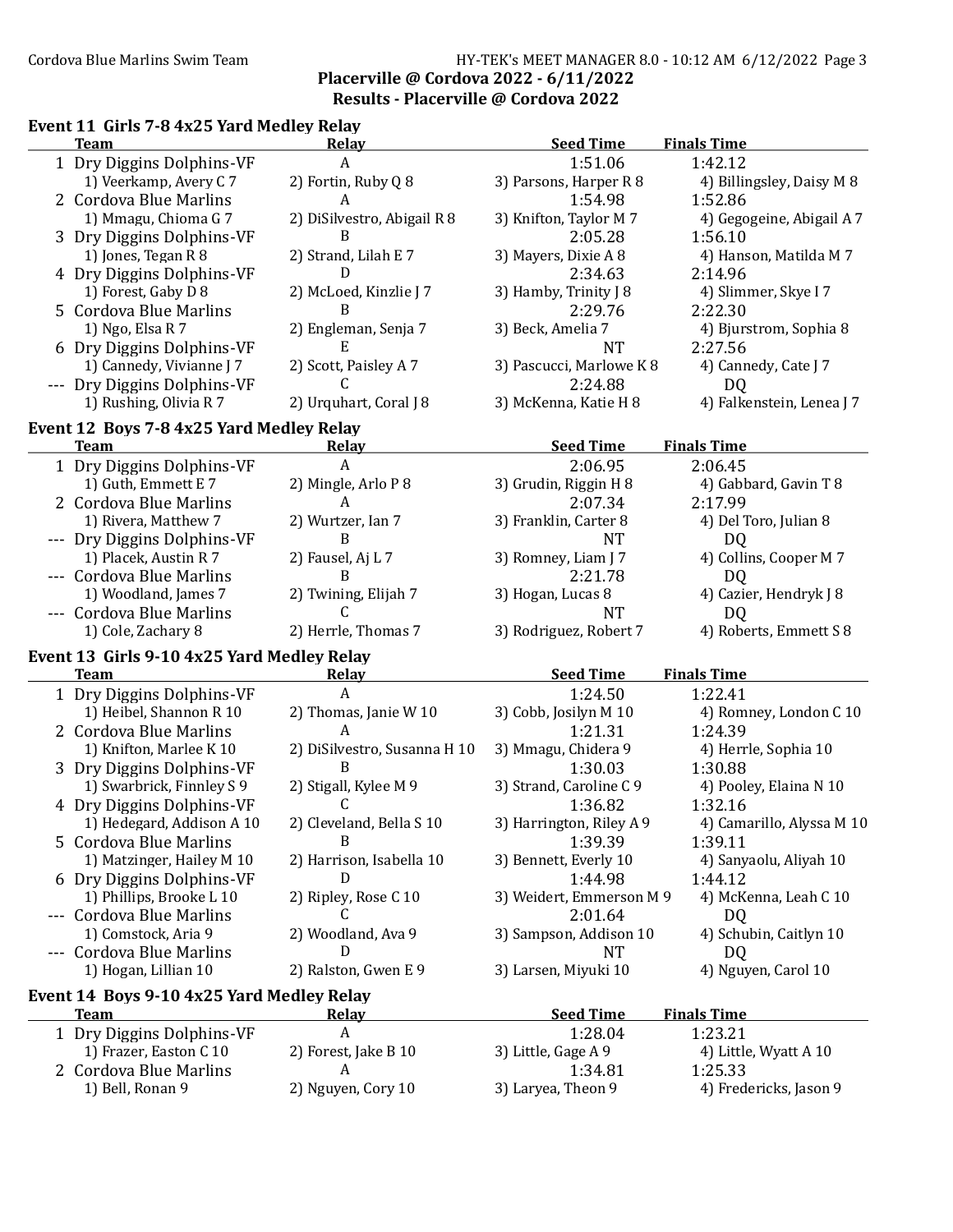**Placerville @ Cordova 2022 - 6/11/2022**
**Results - Placerville @ Cordova 2022**

### Event 11 Girls 7-8 4x25 Yard Medley Relay

| | Team | Relay | Seed Time | Finals Time |
|---|---|---|---|---|
| 1 | Dry Diggins Dolphins-VF | A | 1:51.06 | 1:42.12 |
| | 1) Veerkamp, Avery C 7 | 2) Fortin, Ruby Q 8 | 3) Parsons, Harper R 8 | 4) Billingsley, Daisy M 8 |
| 2 | Cordova Blue Marlins | A | 1:54.98 | 1:52.86 |
| | 1) Mmagu, Chioma G 7 | 2) DiSilvestro, Abigail R 8 | 3) Knifton, Taylor M 7 | 4) Gegogeine, Abigail A 7 |
| 3 | Dry Diggins Dolphins-VF | B | 2:05.28 | 1:56.10 |
| | 1) Jones, Tegan R 8 | 2) Strand, Lilah E 7 | 3) Mayers, Dixie A 8 | 4) Hanson, Matilda M 7 |
| 4 | Dry Diggins Dolphins-VF | D | 2:34.63 | 2:14.96 |
| | 1) Forest, Gaby D 8 | 2) McLoed, Kinzlie J 7 | 3) Hamby, Trinity J 8 | 4) Slimmer, Skye I 7 |
| 5 | Cordova Blue Marlins | B | 2:29.76 | 2:22.30 |
| | 1) Ngo, Elsa R 7 | 2) Engleman, Senja 7 | 3) Beck, Amelia 7 | 4) Bjurstrom, Sophia 8 |
| 6 | Dry Diggins Dolphins-VF | E | NT | 2:27.56 |
| | 1) Cannedy, Vivianne J 7 | 2) Scott, Paisley A 7 | 3) Pascucci, Marlowe K 8 | 4) Cannedy, Cate J 7 |
| --- | Dry Diggins Dolphins-VF | C | 2:24.88 | DQ |
| | 1) Rushing, Olivia R 7 | 2) Urquhart, Coral J 8 | 3) McKenna, Katie H 8 | 4) Falkenstein, Lenea J 7 |

### Event 12 Boys 7-8 4x25 Yard Medley Relay

| | Team | Relay | Seed Time | Finals Time |
|---|---|---|---|---|
| 1 | Dry Diggins Dolphins-VF | A | 2:06.95 | 2:06.45 |
| | 1) Guth, Emmett E 7 | 2) Mingle, Arlo P 8 | 3) Grudin, Riggin H 8 | 4) Gabbard, Gavin T 8 |
| 2 | Cordova Blue Marlins | A | 2:07.34 | 2:17.99 |
| | 1) Rivera, Matthew 7 | 2) Wurtzer, Ian 7 | 3) Franklin, Carter 8 | 4) Del Toro, Julian 8 |
| --- | Dry Diggins Dolphins-VF | B | NT | DQ |
| | 1) Placek, Austin R 7 | 2) Fausel, Aj L 7 | 3) Romney, Liam J 7 | 4) Collins, Cooper M 7 |
| --- | Cordova Blue Marlins | B | 2:21.78 | DQ |
| | 1) Woodland, James 7 | 2) Twining, Elijah 7 | 3) Hogan, Lucas 8 | 4) Cazier, Hendryk J 8 |
| --- | Cordova Blue Marlins | C | NT | DQ |
| | 1) Cole, Zachary 8 | 2) Herrle, Thomas 7 | 3) Rodriguez, Robert 7 | 4) Roberts, Emmett S 8 |

### Event 13 Girls 9-10 4x25 Yard Medley Relay

| | Team | Relay | Seed Time | Finals Time |
|---|---|---|---|---|
| 1 | Dry Diggins Dolphins-VF | A | 1:24.50 | 1:22.41 |
| | 1) Heibel, Shannon R 10 | 2) Thomas, Janie W 10 | 3) Cobb, Josilyn M 10 | 4) Romney, London C 10 |
| 2 | Cordova Blue Marlins | A | 1:21.31 | 1:24.39 |
| | 1) Knifton, Marlee K 10 | 2) DiSilvestro, Susanna H 10 | 3) Mmagu, Chidera 9 | 4) Herrle, Sophia 10 |
| 3 | Dry Diggins Dolphins-VF | B | 1:30.03 | 1:30.88 |
| | 1) Swarbrick, Finnley S 9 | 2) Stigall, Kylee M 9 | 3) Strand, Caroline C 9 | 4) Pooley, Elaina N 10 |
| 4 | Dry Diggins Dolphins-VF | C | 1:36.82 | 1:32.16 |
| | 1) Hedegard, Addison A 10 | 2) Cleveland, Bella S 10 | 3) Harrington, Riley A 9 | 4) Camarillo, Alyssa M 10 |
| 5 | Cordova Blue Marlins | B | 1:39.39 | 1:39.11 |
| | 1) Matzinger, Hailey M 10 | 2) Harrison, Isabella 10 | 3) Bennett, Everly 10 | 4) Sanyaolu, Aliyah 10 |
| 6 | Dry Diggins Dolphins-VF | D | 1:44.98 | 1:44.12 |
| | 1) Phillips, Brooke L 10 | 2) Ripley, Rose C 10 | 3) Weidert, Emmerson M 9 | 4) McKenna, Leah C 10 |
| --- | Cordova Blue Marlins | C | 2:01.64 | DQ |
| | 1) Comstock, Aria 9 | 2) Woodland, Ava 9 | 3) Sampson, Addison 10 | 4) Schubin, Caitlyn 10 |
| --- | Cordova Blue Marlins | D | NT | DQ |
| | 1) Hogan, Lillian 10 | 2) Ralston, Gwen E 9 | 3) Larsen, Miyuki 10 | 4) Nguyen, Carol 10 |

### Event 14 Boys 9-10 4x25 Yard Medley Relay

| | Team | Relay | Seed Time | Finals Time |
|---|---|---|---|---|
| 1 | Dry Diggins Dolphins-VF | A | 1:28.04 | 1:23.21 |
| | 1) Frazer, Easton C 10 | 2) Forest, Jake B 10 | 3) Little, Gage A 9 | 4) Little, Wyatt A 10 |
| 2 | Cordova Blue Marlins | A | 1:34.81 | 1:25.33 |
| | 1) Bell, Ronan 9 | 2) Nguyen, Cory 10 | 3) Laryea, Theon 9 | 4) Fredericks, Jason 9 |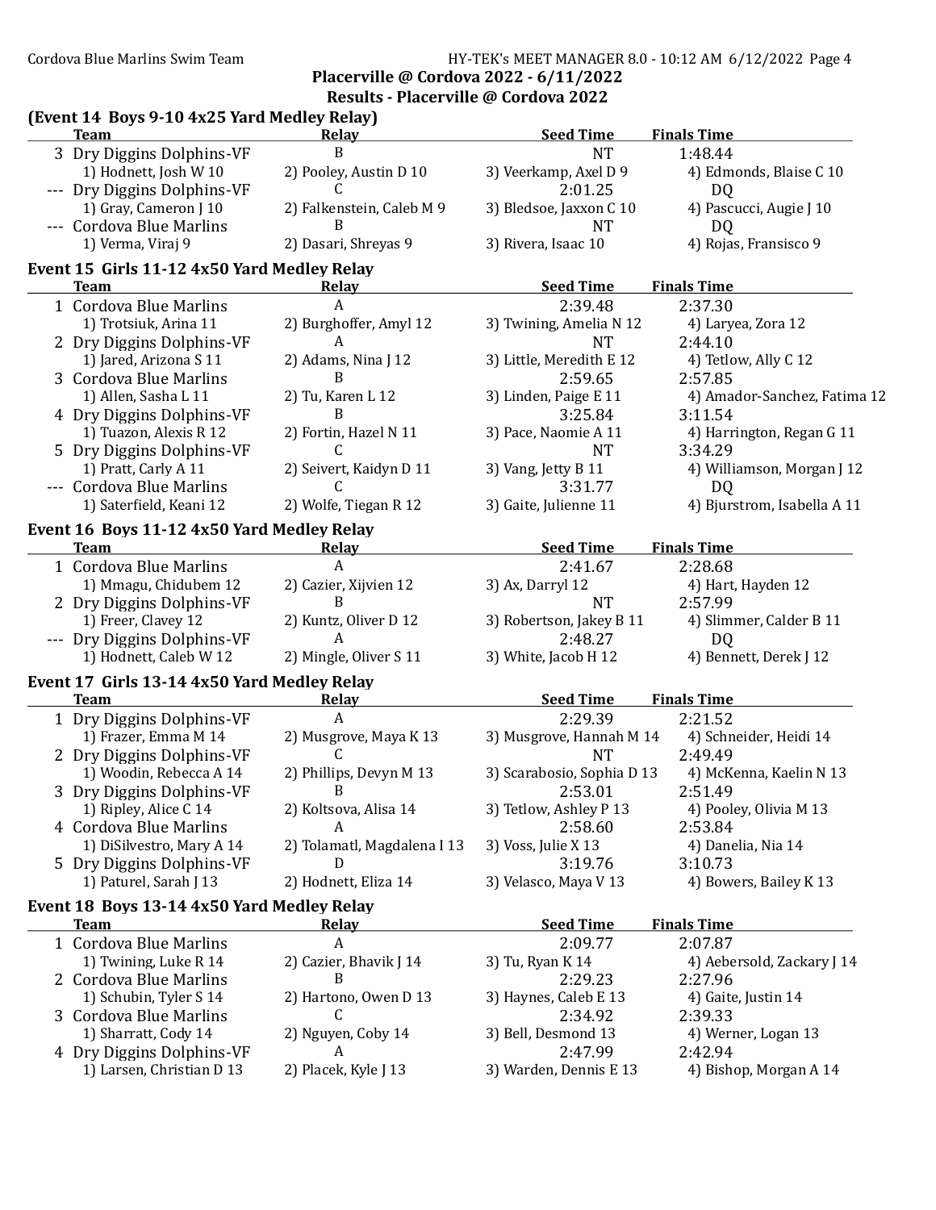## Placerville @ Cordova 2022 - 6/11/2022

### Results - Placerville @ Cordova 2022

**(Event 14 Boys 9-10 4x25 Yard Medley Relay)**

| | Team | Relay | Seed Time | Finals Time |
|---|---|---|---|---|
| 3 | Dry Diggins Dolphins-VF | B | NT | 1:48.44 |
| | 1) Hodnett, Josh W 10 | 2) Pooley, Austin D 10 | 3) Veerkamp, Axel D 9 | 4) Edmonds, Blaise C 10 |
| --- | Dry Diggins Dolphins-VF | C | 2:01.25 | DQ |
| | 1) Gray, Cameron J 10 | 2) Falkenstein, Caleb M 9 | 3) Bledsoe, Jaxxon C 10 | 4) Pascucci, Augie J 10 |
| --- | Cordova Blue Marlins | B | NT | DQ |
| | 1) Verma, Viraj 9 | 2) Dasari, Shreyas 9 | 3) Rivera, Isaac 10 | 4) Rojas, Fransisco 9 |

**Event 15 Girls 11-12 4x50 Yard Medley Relay**

| | Team | Relay | Seed Time | Finals Time |
|---|---|---|---|---|
| 1 | Cordova Blue Marlins | A | 2:39.48 | 2:37.30 |
| | 1) Trotsiuk, Arina 11 | 2) Burghoffer, Amyl 12 | 3) Twining, Amelia N 12 | 4) Laryea, Zora 12 |
| 2 | Dry Diggins Dolphins-VF | A | NT | 2:44.10 |
| | 1) Jared, Arizona S 11 | 2) Adams, Nina J 12 | 3) Little, Meredith E 12 | 4) Tetlow, Ally C 12 |
| 3 | Cordova Blue Marlins | B | 2:59.65 | 2:57.85 |
| | 1) Allen, Sasha L 11 | 2) Tu, Karen L 12 | 3) Linden, Paige E 11 | 4) Amador-Sanchez, Fatima 12 |
| 4 | Dry Diggins Dolphins-VF | B | 3:25.84 | 3:11.54 |
| | 1) Tuazon, Alexis R 12 | 2) Fortin, Hazel N 11 | 3) Pace, Naomie A 11 | 4) Harrington, Regan G 11 |
| 5 | Dry Diggins Dolphins-VF | C | NT | 3:34.29 |
| | 1) Pratt, Carly A 11 | 2) Seivert, Kaidyn D 11 | 3) Vang, Jetty B 11 | 4) Williamson, Morgan J 12 |
| --- | Cordova Blue Marlins | C | 3:31.77 | DQ |
| | 1) Saterfield, Keani 12 | 2) Wolfe, Tiegan R 12 | 3) Gaite, Julienne 11 | 4) Bjurstrom, Isabella A 11 |

**Event 16 Boys 11-12 4x50 Yard Medley Relay**

| | Team | Relay | Seed Time | Finals Time |
|---|---|---|---|---|
| 1 | Cordova Blue Marlins | A | 2:41.67 | 2:28.68 |
| | 1) Mmagu, Chidubem 12 | 2) Cazier, Xijvien 12 | 3) Ax, Darryl 12 | 4) Hart, Hayden 12 |
| 2 | Dry Diggins Dolphins-VF | B | NT | 2:57.99 |
| | 1) Freer, Clavey 12 | 2) Kuntz, Oliver D 12 | 3) Robertson, Jakey B 11 | 4) Slimmer, Calder B 11 |
| --- | Dry Diggins Dolphins-VF | A | 2:48.27 | DQ |
| | 1) Hodnett, Caleb W 12 | 2) Mingle, Oliver S 11 | 3) White, Jacob H 12 | 4) Bennett, Derek J 12 |

**Event 17 Girls 13-14 4x50 Yard Medley Relay**

| | Team | Relay | Seed Time | Finals Time |
|---|---|---|---|---|
| 1 | Dry Diggins Dolphins-VF | A | 2:29.39 | 2:21.52 |
| | 1) Frazer, Emma M 14 | 2) Musgrove, Maya K 13 | 3) Musgrove, Hannah M 14 | 4) Schneider, Heidi 14 |
| 2 | Dry Diggins Dolphins-VF | C | NT | 2:49.49 |
| | 1) Woodin, Rebecca A 14 | 2) Phillips, Devyn M 13 | 3) Scarabosio, Sophia D 13 | 4) McKenna, Kaelin N 13 |
| 3 | Dry Diggins Dolphins-VF | B | 2:53.01 | 2:51.49 |
| | 1) Ripley, Alice C 14 | 2) Koltsova, Alisa 14 | 3) Tetlow, Ashley P 13 | 4) Pooley, Olivia M 13 |
| 4 | Cordova Blue Marlins | A | 2:58.60 | 2:53.84 |
| | 1) DiSilvestro, Mary A 14 | 2) Tolamatl, Magdalena I 13 | 3) Voss, Julie X 13 | 4) Danelia, Nia 14 |
| 5 | Dry Diggins Dolphins-VF | D | 3:19.76 | 3:10.73 |
| | 1) Paturel, Sarah J 13 | 2) Hodnett, Eliza 14 | 3) Velasco, Maya V 13 | 4) Bowers, Bailey K 13 |

**Event 18 Boys 13-14 4x50 Yard Medley Relay**

| | Team | Relay | Seed Time | Finals Time |
|---|---|---|---|---|
| 1 | Cordova Blue Marlins | A | 2:09.77 | 2:07.87 |
| | 1) Twining, Luke R 14 | 2) Cazier, Bhavik J 14 | 3) Tu, Ryan K 14 | 4) Aebersold, Zackary J 14 |
| 2 | Cordova Blue Marlins | B | 2:29.23 | 2:27.96 |
| | 1) Schubin, Tyler S 14 | 2) Hartono, Owen D 13 | 3) Haynes, Caleb E 13 | 4) Gaite, Justin 14 |
| 3 | Cordova Blue Marlins | C | 2:34.92 | 2:39.33 |
| | 1) Sharratt, Cody 14 | 2) Nguyen, Coby 14 | 3) Bell, Desmond 13 | 4) Werner, Logan 13 |
| 4 | Dry Diggins Dolphins-VF | A | 2:47.99 | 2:42.94 |
| | 1) Larsen, Christian D 13 | 2) Placek, Kyle J 13 | 3) Warden, Dennis E 13 | 4) Bishop, Morgan A 14 |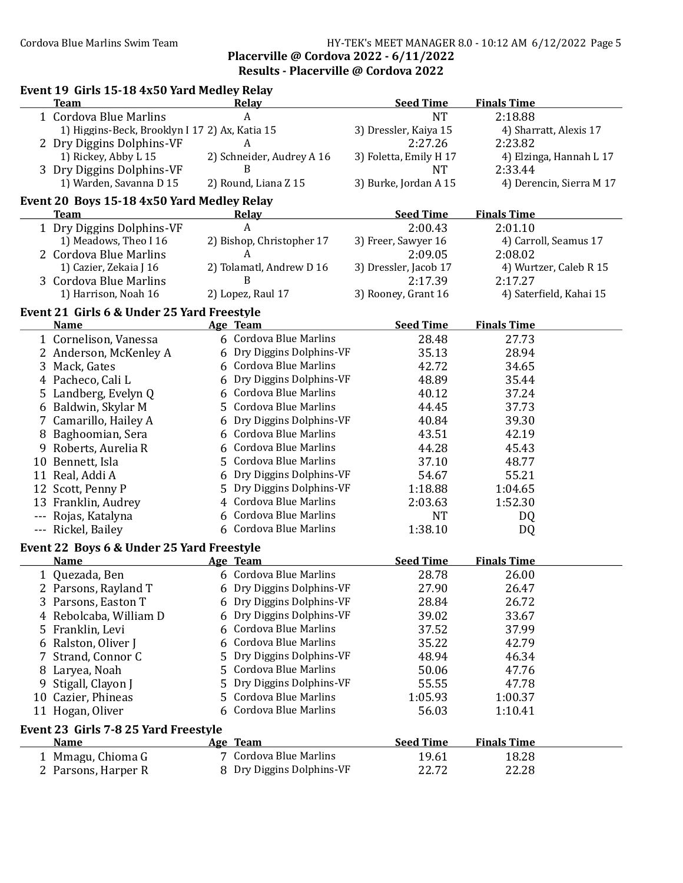**Placerville @ Cordova 2022 - 6/11/2022**
**Results - Placerville @ Cordova 2022**

### Event 19 Girls 15-18 4x50 Yard Medley Relay

| | Team | Relay | Seed Time | Finals Time |
|---|---|---|---|---|
| 1 | Cordova Blue Marlins | A | NT | 2:18.88 |
| | 1) Higgins-Beck, Brooklyn I 17 | 2) Ax, Katia 15 | 3) Dressler, Kaiya 15 | 4) Sharratt, Alexis 17 |
| 2 | Dry Diggins Dolphins-VF | A | 2:27.26 | 2:23.82 |
| | 1) Rickey, Abby L 15 | 2) Schneider, Audrey A 16 | 3) Foletta, Emily H 17 | 4) Elzinga, Hannah L 17 |
| 3 | Dry Diggins Dolphins-VF | B | NT | 2:33.44 |
| | 1) Warden, Savanna D 15 | 2) Round, Liana Z 15 | 3) Burke, Jordan A 15 | 4) Derencin, Sierra M 17 |

### Event 20 Boys 15-18 4x50 Yard Medley Relay

| | Team | Relay | Seed Time | Finals Time |
|---|---|---|---|---|
| 1 | Dry Diggins Dolphins-VF | A | 2:00.43 | 2:01.10 |
| | 1) Meadows, Theo I 16 | 2) Bishop, Christopher 17 | 3) Freer, Sawyer 16 | 4) Carroll, Seamus 17 |
| 2 | Cordova Blue Marlins | A | 2:09.05 | 2:08.02 |
| | 1) Cazier, Zekaia J 16 | 2) Tolamatl, Andrew D 16 | 3) Dressler, Jacob 17 | 4) Wurtzer, Caleb R 15 |
| 3 | Cordova Blue Marlins | B | 2:17.39 | 2:17.27 |
| | 1) Harrison, Noah 16 | 2) Lopez, Raul 17 | 3) Rooney, Grant 16 | 4) Saterfield, Kahai 15 |

### Event 21 Girls 6 & Under 25 Yard Freestyle

| | Name | Age | Team | Seed Time | Finals Time |
|---|---|---|---|---|---|
| 1 | Cornelison, Vanessa | 6 | Cordova Blue Marlins | 28.48 | 27.73 |
| 2 | Anderson, McKenley A | 6 | Dry Diggins Dolphins-VF | 35.13 | 28.94 |
| 3 | Mack, Gates | 6 | Cordova Blue Marlins | 42.72 | 34.65 |
| 4 | Pacheco, Cali L | 6 | Dry Diggins Dolphins-VF | 48.89 | 35.44 |
| 5 | Landberg, Evelyn Q | 6 | Cordova Blue Marlins | 40.12 | 37.24 |
| 6 | Baldwin, Skylar M | 5 | Cordova Blue Marlins | 44.45 | 37.73 |
| 7 | Camarillo, Hailey A | 6 | Dry Diggins Dolphins-VF | 40.84 | 39.30 |
| 8 | Baghoomian, Sera | 6 | Cordova Blue Marlins | 43.51 | 42.19 |
| 9 | Roberts, Aurelia R | 6 | Cordova Blue Marlins | 44.28 | 45.43 |
| 10 | Bennett, Isla | 5 | Cordova Blue Marlins | 37.10 | 48.77 |
| 11 | Real, Addi A | 6 | Dry Diggins Dolphins-VF | 54.67 | 55.21 |
| 12 | Scott, Penny P | 5 | Dry Diggins Dolphins-VF | 1:18.88 | 1:04.65 |
| 13 | Franklin, Audrey | 4 | Cordova Blue Marlins | 2:03.63 | 1:52.30 |
| --- | Rojas, Katalyna | 6 | Cordova Blue Marlins | NT | DQ |
| --- | Rickel, Bailey | 6 | Cordova Blue Marlins | 1:38.10 | DQ |

### Event 22 Boys 6 & Under 25 Yard Freestyle

| | Name | Age | Team | Seed Time | Finals Time |
|---|---|---|---|---|---|
| 1 | Quezada, Ben | 6 | Cordova Blue Marlins | 28.78 | 26.00 |
| 2 | Parsons, Rayland T | 6 | Dry Diggins Dolphins-VF | 27.90 | 26.47 |
| 3 | Parsons, Easton T | 6 | Dry Diggins Dolphins-VF | 28.84 | 26.72 |
| 4 | Rebolcaba, William D | 6 | Dry Diggins Dolphins-VF | 39.02 | 33.67 |
| 5 | Franklin, Levi | 6 | Cordova Blue Marlins | 37.52 | 37.99 |
| 6 | Ralston, Oliver J | 6 | Cordova Blue Marlins | 35.22 | 42.79 |
| 7 | Strand, Connor C | 5 | Dry Diggins Dolphins-VF | 48.94 | 46.34 |
| 8 | Laryea, Noah | 5 | Cordova Blue Marlins | 50.06 | 47.76 |
| 9 | Stigall, Clayon J | 5 | Dry Diggins Dolphins-VF | 55.55 | 47.78 |
| 10 | Cazier, Phineas | 5 | Cordova Blue Marlins | 1:05.93 | 1:00.37 |
| 11 | Hogan, Oliver | 6 | Cordova Blue Marlins | 56.03 | 1:10.41 |

### Event 23 Girls 7-8 25 Yard Freestyle

| | Name | Age | Team | Seed Time | Finals Time |
|---|---|---|---|---|---|
| 1 | Mmagu, Chioma G | 7 | Cordova Blue Marlins | 19.61 | 18.28 |
| 2 | Parsons, Harper R | 8 | Dry Diggins Dolphins-VF | 22.72 | 22.28 |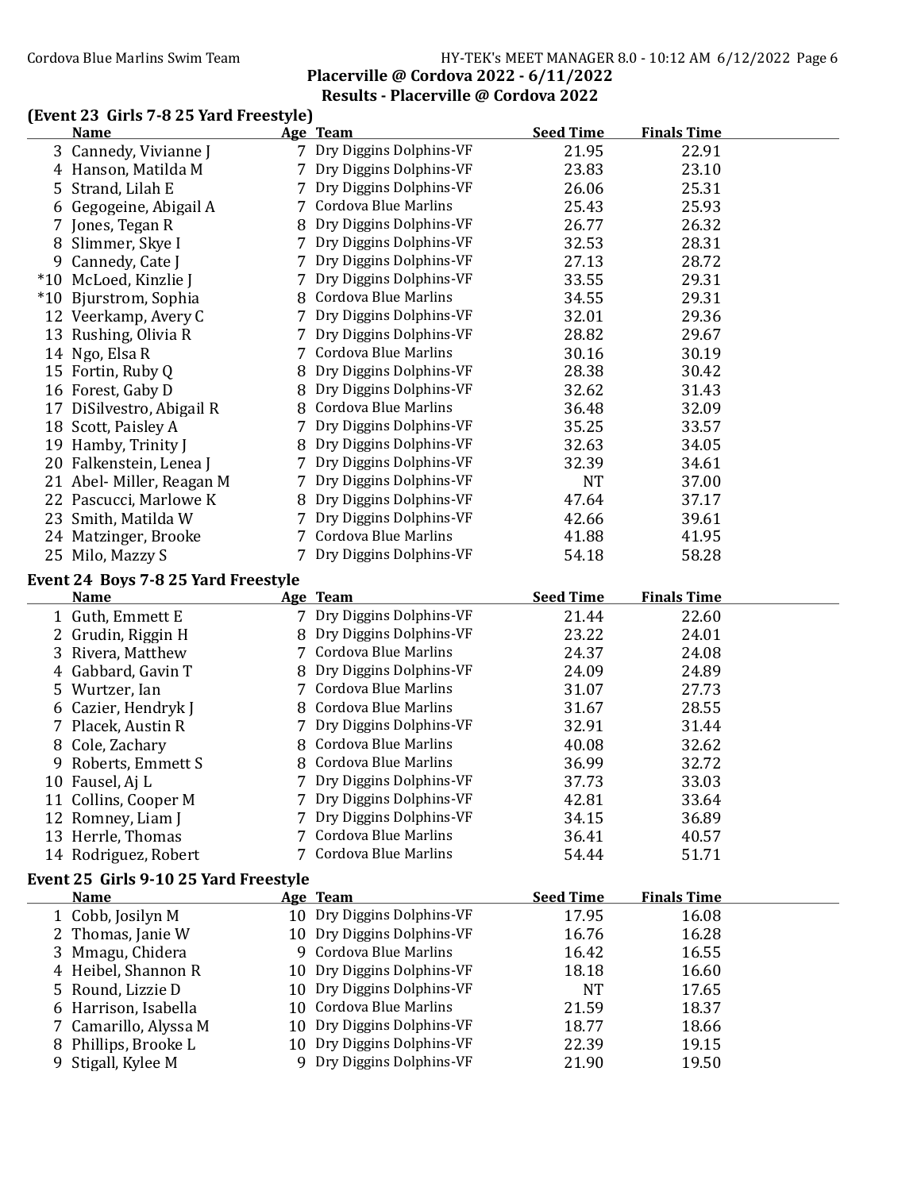**Placerville @ Cordova 2022 - 6/11/2022**

**Results - Placerville @ Cordova 2022**

### (Event 23 Girls 7-8 25 Yard Freestyle)

| | Name | Age | Team | Seed Time | Finals Time |
|---|---|---|---|---|---|
| 3 | Cannedy, Vivianne J | 7 | Dry Diggins Dolphins-VF | 21.95 | 22.91 |
| 4 | Hanson, Matilda M | 7 | Dry Diggins Dolphins-VF | 23.83 | 23.10 |
| 5 | Strand, Lilah E | 7 | Dry Diggins Dolphins-VF | 26.06 | 25.31 |
| 6 | Gegogeine, Abigail A | 7 | Cordova Blue Marlins | 25.43 | 25.93 |
| 7 | Jones, Tegan R | 8 | Dry Diggins Dolphins-VF | 26.77 | 26.32 |
| 8 | Slimmer, Skye I | 7 | Dry Diggins Dolphins-VF | 32.53 | 28.31 |
| 9 | Cannedy, Cate J | 7 | Dry Diggins Dolphins-VF | 27.13 | 28.72 |
| *10 | McLoed, Kinzlie J | 7 | Dry Diggins Dolphins-VF | 33.55 | 29.31 |
| *10 | Bjurstrom, Sophia | 8 | Cordova Blue Marlins | 34.55 | 29.31 |
| 12 | Veerkamp, Avery C | 7 | Dry Diggins Dolphins-VF | 32.01 | 29.36 |
| 13 | Rushing, Olivia R | 7 | Dry Diggins Dolphins-VF | 28.82 | 29.67 |
| 14 | Ngo, Elsa R | 7 | Cordova Blue Marlins | 30.16 | 30.19 |
| 15 | Fortin, Ruby Q | 8 | Dry Diggins Dolphins-VF | 28.38 | 30.42 |
| 16 | Forest, Gaby D | 8 | Dry Diggins Dolphins-VF | 32.62 | 31.43 |
| 17 | DiSilvestro, Abigail R | 8 | Cordova Blue Marlins | 36.48 | 32.09 |
| 18 | Scott, Paisley A | 7 | Dry Diggins Dolphins-VF | 35.25 | 33.57 |
| 19 | Hamby, Trinity J | 8 | Dry Diggins Dolphins-VF | 32.63 | 34.05 |
| 20 | Falkenstein, Lenea J | 7 | Dry Diggins Dolphins-VF | 32.39 | 34.61 |
| 21 | Abel- Miller, Reagan M | 7 | Dry Diggins Dolphins-VF | NT | 37.00 |
| 22 | Pascucci, Marlowe K | 8 | Dry Diggins Dolphins-VF | 47.64 | 37.17 |
| 23 | Smith, Matilda W | 7 | Dry Diggins Dolphins-VF | 42.66 | 39.61 |
| 24 | Matzinger, Brooke | 7 | Cordova Blue Marlins | 41.88 | 41.95 |
| 25 | Milo, Mazzy S | 7 | Dry Diggins Dolphins-VF | 54.18 | 58.28 |

### Event 24 Boys 7-8 25 Yard Freestyle

| | Name | Age | Team | Seed Time | Finals Time |
|---|---|---|---|---|---|
| 1 | Guth, Emmett E | 7 | Dry Diggins Dolphins-VF | 21.44 | 22.60 |
| 2 | Grudin, Riggin H | 8 | Dry Diggins Dolphins-VF | 23.22 | 24.01 |
| 3 | Rivera, Matthew | 7 | Cordova Blue Marlins | 24.37 | 24.08 |
| 4 | Gabbard, Gavin T | 8 | Dry Diggins Dolphins-VF | 24.09 | 24.89 |
| 5 | Wurtzer, Ian | 7 | Cordova Blue Marlins | 31.07 | 27.73 |
| 6 | Cazier, Hendryk J | 8 | Cordova Blue Marlins | 31.67 | 28.55 |
| 7 | Placek, Austin R | 7 | Dry Diggins Dolphins-VF | 32.91 | 31.44 |
| 8 | Cole, Zachary | 8 | Cordova Blue Marlins | 40.08 | 32.62 |
| 9 | Roberts, Emmett S | 8 | Cordova Blue Marlins | 36.99 | 32.72 |
| 10 | Fausel, Aj L | 7 | Dry Diggins Dolphins-VF | 37.73 | 33.03 |
| 11 | Collins, Cooper M | 7 | Dry Diggins Dolphins-VF | 42.81 | 33.64 |
| 12 | Romney, Liam J | 7 | Dry Diggins Dolphins-VF | 34.15 | 36.89 |
| 13 | Herrle, Thomas | 7 | Cordova Blue Marlins | 36.41 | 40.57 |
| 14 | Rodriguez, Robert | 7 | Cordova Blue Marlins | 54.44 | 51.71 |

### Event 25 Girls 9-10 25 Yard Freestyle

| | Name | Age | Team | Seed Time | Finals Time |
|---|---|---|---|---|---|
| 1 | Cobb, Josilyn M | 10 | Dry Diggins Dolphins-VF | 17.95 | 16.08 |
| 2 | Thomas, Janie W | 10 | Dry Diggins Dolphins-VF | 16.76 | 16.28 |
| 3 | Mmagu, Chidera | 9 | Cordova Blue Marlins | 16.42 | 16.55 |
| 4 | Heibel, Shannon R | 10 | Dry Diggins Dolphins-VF | 18.18 | 16.60 |
| 5 | Round, Lizzie D | 10 | Dry Diggins Dolphins-VF | NT | 17.65 |
| 6 | Harrison, Isabella | 10 | Cordova Blue Marlins | 21.59 | 18.37 |
| 7 | Camarillo, Alyssa M | 10 | Dry Diggins Dolphins-VF | 18.77 | 18.66 |
| 8 | Phillips, Brooke L | 10 | Dry Diggins Dolphins-VF | 22.39 | 19.15 |
| 9 | Stigall, Kylee M | 9 | Dry Diggins Dolphins-VF | 21.90 | 19.50 |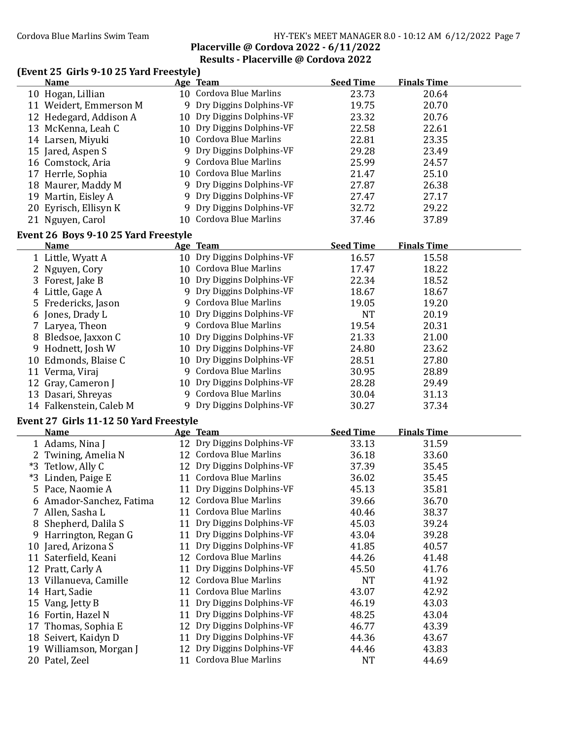## Placerville @ Cordova 2022 - 6/11/2022

## Results - Placerville @ Cordova 2022

### (Event 25 Girls 9-10 25 Yard Freestyle)

| | Name | Age | Team | Seed Time | Finals Time |
|---|---|---|---|---|---|
| 10 | Hogan, Lillian | 10 | Cordova Blue Marlins | 23.73 | 20.64 |
| 11 | Weidert, Emmerson M | 9 | Dry Diggins Dolphins-VF | 19.75 | 20.70 |
| 12 | Hedegard, Addison A | 10 | Dry Diggins Dolphins-VF | 23.32 | 20.76 |
| 13 | McKenna, Leah C | 10 | Dry Diggins Dolphins-VF | 22.58 | 22.61 |
| 14 | Larsen, Miyuki | 10 | Cordova Blue Marlins | 22.81 | 23.35 |
| 15 | Jared, Aspen S | 9 | Dry Diggins Dolphins-VF | 29.28 | 23.49 |
| 16 | Comstock, Aria | 9 | Cordova Blue Marlins | 25.99 | 24.57 |
| 17 | Herrle, Sophia | 10 | Cordova Blue Marlins | 21.47 | 25.10 |
| 18 | Maurer, Maddy M | 9 | Dry Diggins Dolphins-VF | 27.87 | 26.38 |
| 19 | Martin, Eisley A | 9 | Dry Diggins Dolphins-VF | 27.47 | 27.17 |
| 20 | Eyrisch, Ellisyn K | 9 | Dry Diggins Dolphins-VF | 32.72 | 29.22 |
| 21 | Nguyen, Carol | 10 | Cordova Blue Marlins | 37.46 | 37.89 |

### Event 26 Boys 9-10 25 Yard Freestyle

| | Name | Age | Team | Seed Time | Finals Time |
|---|---|---|---|---|---|
| 1 | Little, Wyatt A | 10 | Dry Diggins Dolphins-VF | 16.57 | 15.58 |
| 2 | Nguyen, Cory | 10 | Cordova Blue Marlins | 17.47 | 18.22 |
| 3 | Forest, Jake B | 10 | Dry Diggins Dolphins-VF | 22.34 | 18.52 |
| 4 | Little, Gage A | 9 | Dry Diggins Dolphins-VF | 18.67 | 18.67 |
| 5 | Fredericks, Jason | 9 | Cordova Blue Marlins | 19.05 | 19.20 |
| 6 | Jones, Drady L | 10 | Dry Diggins Dolphins-VF | NT | 20.19 |
| 7 | Laryea, Theon | 9 | Cordova Blue Marlins | 19.54 | 20.31 |
| 8 | Bledsoe, Jaxxon C | 10 | Dry Diggins Dolphins-VF | 21.33 | 21.00 |
| 9 | Hodnett, Josh W | 10 | Dry Diggins Dolphins-VF | 24.80 | 23.62 |
| 10 | Edmonds, Blaise C | 10 | Dry Diggins Dolphins-VF | 28.51 | 27.80 |
| 11 | Verma, Viraj | 9 | Cordova Blue Marlins | 30.95 | 28.89 |
| 12 | Gray, Cameron J | 10 | Dry Diggins Dolphins-VF | 28.28 | 29.49 |
| 13 | Dasari, Shreyas | 9 | Cordova Blue Marlins | 30.04 | 31.13 |
| 14 | Falkenstein, Caleb M | 9 | Dry Diggins Dolphins-VF | 30.27 | 37.34 |

### Event 27 Girls 11-12 50 Yard Freestyle

| | Name | Age | Team | Seed Time | Finals Time |
|---|---|---|---|---|---|
| 1 | Adams, Nina J | 12 | Dry Diggins Dolphins-VF | 33.13 | 31.59 |
| 2 | Twining, Amelia N | 12 | Cordova Blue Marlins | 36.18 | 33.60 |
| *3 | Tetlow, Ally C | 12 | Dry Diggins Dolphins-VF | 37.39 | 35.45 |
| *3 | Linden, Paige E | 11 | Cordova Blue Marlins | 36.02 | 35.45 |
| 5 | Pace, Naomie A | 11 | Dry Diggins Dolphins-VF | 45.13 | 35.81 |
| 6 | Amador-Sanchez, Fatima | 12 | Cordova Blue Marlins | 39.66 | 36.70 |
| 7 | Allen, Sasha L | 11 | Cordova Blue Marlins | 40.46 | 38.37 |
| 8 | Shepherd, Dalila S | 11 | Dry Diggins Dolphins-VF | 45.03 | 39.24 |
| 9 | Harrington, Regan G | 11 | Dry Diggins Dolphins-VF | 43.04 | 39.28 |
| 10 | Jared, Arizona S | 11 | Dry Diggins Dolphins-VF | 41.85 | 40.57 |
| 11 | Saterfield, Keani | 12 | Cordova Blue Marlins | 44.26 | 41.48 |
| 12 | Pratt, Carly A | 11 | Dry Diggins Dolphins-VF | 45.50 | 41.76 |
| 13 | Villanueva, Camille | 12 | Cordova Blue Marlins | NT | 41.92 |
| 14 | Hart, Sadie | 11 | Cordova Blue Marlins | 43.07 | 42.92 |
| 15 | Vang, Jetty B | 11 | Dry Diggins Dolphins-VF | 46.19 | 43.03 |
| 16 | Fortin, Hazel N | 11 | Dry Diggins Dolphins-VF | 48.25 | 43.04 |
| 17 | Thomas, Sophia E | 12 | Dry Diggins Dolphins-VF | 46.77 | 43.39 |
| 18 | Seivert, Kaidyn D | 11 | Dry Diggins Dolphins-VF | 44.36 | 43.67 |
| 19 | Williamson, Morgan J | 12 | Dry Diggins Dolphins-VF | 44.46 | 43.83 |
| 20 | Patel, Zeel | 11 | Cordova Blue Marlins | NT | 44.69 |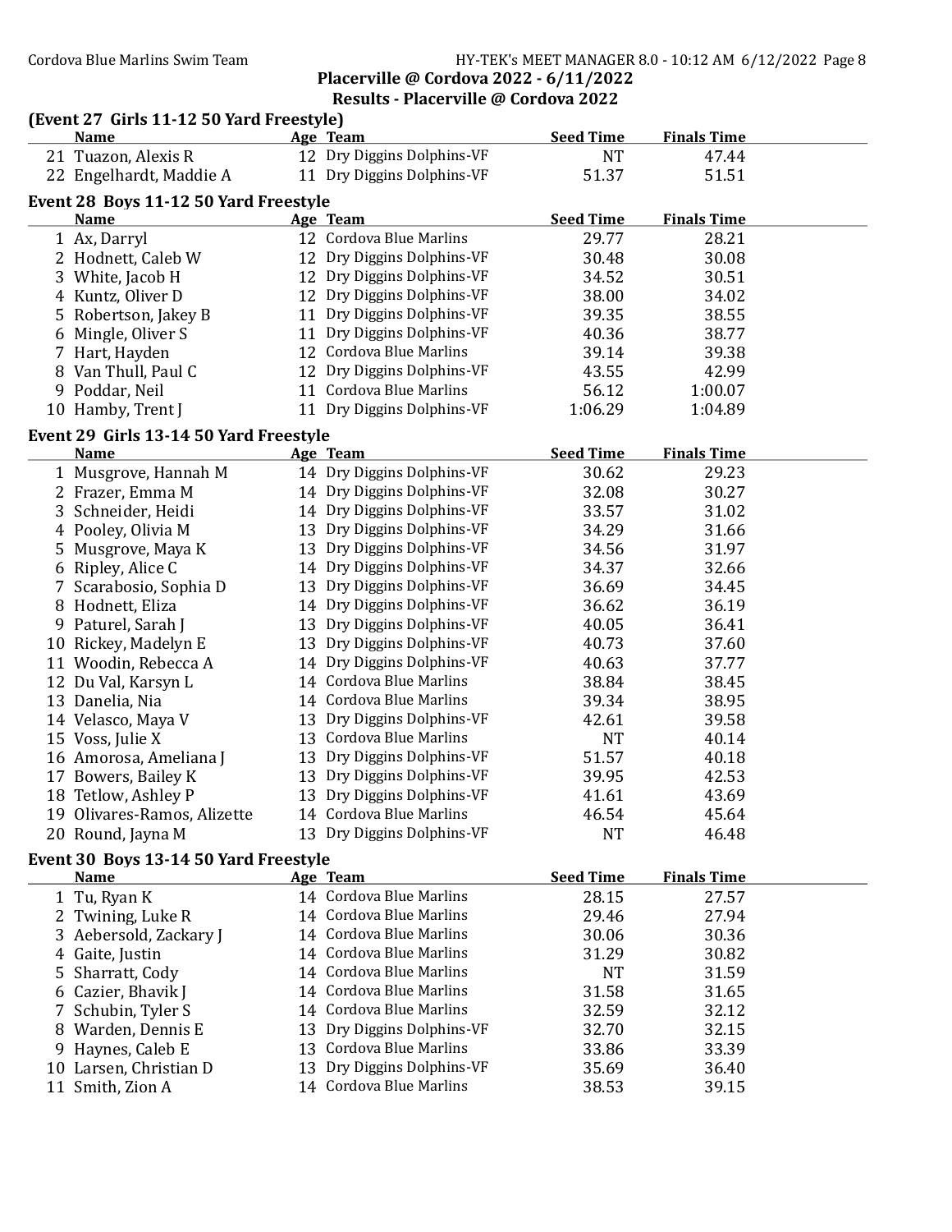**Placerville @ Cordova 2022 - 6/11/2022**
**Results - Placerville @ Cordova 2022**

### (Event 27 Girls 11-12 50 Yard Freestyle)

| | Name | Age | Team | Seed Time | Finals Time |
|---|---|---|---|---|---|
| 21 | Tuazon, Alexis R | 12 | Dry Diggins Dolphins-VF | NT | 47.44 |
| 22 | Engelhardt, Maddie A | 11 | Dry Diggins Dolphins-VF | 51.37 | 51.51 |

### Event 28 Boys 11-12 50 Yard Freestyle

| | Name | Age | Team | Seed Time | Finals Time |
|---|---|---|---|---|---|
| 1 | Ax, Darryl | 12 | Cordova Blue Marlins | 29.77 | 28.21 |
| 2 | Hodnett, Caleb W | 12 | Dry Diggins Dolphins-VF | 30.48 | 30.08 |
| 3 | White, Jacob H | 12 | Dry Diggins Dolphins-VF | 34.52 | 30.51 |
| 4 | Kuntz, Oliver D | 12 | Dry Diggins Dolphins-VF | 38.00 | 34.02 |
| 5 | Robertson, Jakey B | 11 | Dry Diggins Dolphins-VF | 39.35 | 38.55 |
| 6 | Mingle, Oliver S | 11 | Dry Diggins Dolphins-VF | 40.36 | 38.77 |
| 7 | Hart, Hayden | 12 | Cordova Blue Marlins | 39.14 | 39.38 |
| 8 | Van Thull, Paul C | 12 | Dry Diggins Dolphins-VF | 43.55 | 42.99 |
| 9 | Poddar, Neil | 11 | Cordova Blue Marlins | 56.12 | 1:00.07 |
| 10 | Hamby, Trent J | 11 | Dry Diggins Dolphins-VF | 1:06.29 | 1:04.89 |

### Event 29 Girls 13-14 50 Yard Freestyle

| | Name | Age | Team | Seed Time | Finals Time |
|---|---|---|---|---|---|
| 1 | Musgrove, Hannah M | 14 | Dry Diggins Dolphins-VF | 30.62 | 29.23 |
| 2 | Frazer, Emma M | 14 | Dry Diggins Dolphins-VF | 32.08 | 30.27 |
| 3 | Schneider, Heidi | 14 | Dry Diggins Dolphins-VF | 33.57 | 31.02 |
| 4 | Pooley, Olivia M | 13 | Dry Diggins Dolphins-VF | 34.29 | 31.66 |
| 5 | Musgrove, Maya K | 13 | Dry Diggins Dolphins-VF | 34.56 | 31.97 |
| 6 | Ripley, Alice C | 14 | Dry Diggins Dolphins-VF | 34.37 | 32.66 |
| 7 | Scarabosio, Sophia D | 13 | Dry Diggins Dolphins-VF | 36.69 | 34.45 |
| 8 | Hodnett, Eliza | 14 | Dry Diggins Dolphins-VF | 36.62 | 36.19 |
| 9 | Paturel, Sarah J | 13 | Dry Diggins Dolphins-VF | 40.05 | 36.41 |
| 10 | Rickey, Madelyn E | 13 | Dry Diggins Dolphins-VF | 40.73 | 37.60 |
| 11 | Woodin, Rebecca A | 14 | Dry Diggins Dolphins-VF | 40.63 | 37.77 |
| 12 | Du Val, Karsyn L | 14 | Cordova Blue Marlins | 38.84 | 38.45 |
| 13 | Danelia, Nia | 14 | Cordova Blue Marlins | 39.34 | 38.95 |
| 14 | Velasco, Maya V | 13 | Dry Diggins Dolphins-VF | 42.61 | 39.58 |
| 15 | Voss, Julie X | 13 | Cordova Blue Marlins | NT | 40.14 |
| 16 | Amorosa, Ameliana J | 13 | Dry Diggins Dolphins-VF | 51.57 | 40.18 |
| 17 | Bowers, Bailey K | 13 | Dry Diggins Dolphins-VF | 39.95 | 42.53 |
| 18 | Tetlow, Ashley P | 13 | Dry Diggins Dolphins-VF | 41.61 | 43.69 |
| 19 | Olivares-Ramos, Alizette | 14 | Cordova Blue Marlins | 46.54 | 45.64 |
| 20 | Round, Jayna M | 13 | Dry Diggins Dolphins-VF | NT | 46.48 |

### Event 30 Boys 13-14 50 Yard Freestyle

| | Name | Age | Team | Seed Time | Finals Time |
|---|---|---|---|---|---|
| 1 | Tu, Ryan K | 14 | Cordova Blue Marlins | 28.15 | 27.57 |
| 2 | Twining, Luke R | 14 | Cordova Blue Marlins | 29.46 | 27.94 |
| 3 | Aebersold, Zackary J | 14 | Cordova Blue Marlins | 30.06 | 30.36 |
| 4 | Gaite, Justin | 14 | Cordova Blue Marlins | 31.29 | 30.82 |
| 5 | Sharratt, Cody | 14 | Cordova Blue Marlins | NT | 31.59 |
| 6 | Cazier, Bhavik J | 14 | Cordova Blue Marlins | 31.58 | 31.65 |
| 7 | Schubin, Tyler S | 14 | Cordova Blue Marlins | 32.59 | 32.12 |
| 8 | Warden, Dennis E | 13 | Dry Diggins Dolphins-VF | 32.70 | 32.15 |
| 9 | Haynes, Caleb E | 13 | Cordova Blue Marlins | 33.86 | 33.39 |
| 10 | Larsen, Christian D | 13 | Dry Diggins Dolphins-VF | 35.69 | 36.40 |
| 11 | Smith, Zion A | 14 | Cordova Blue Marlins | 38.53 | 39.15 |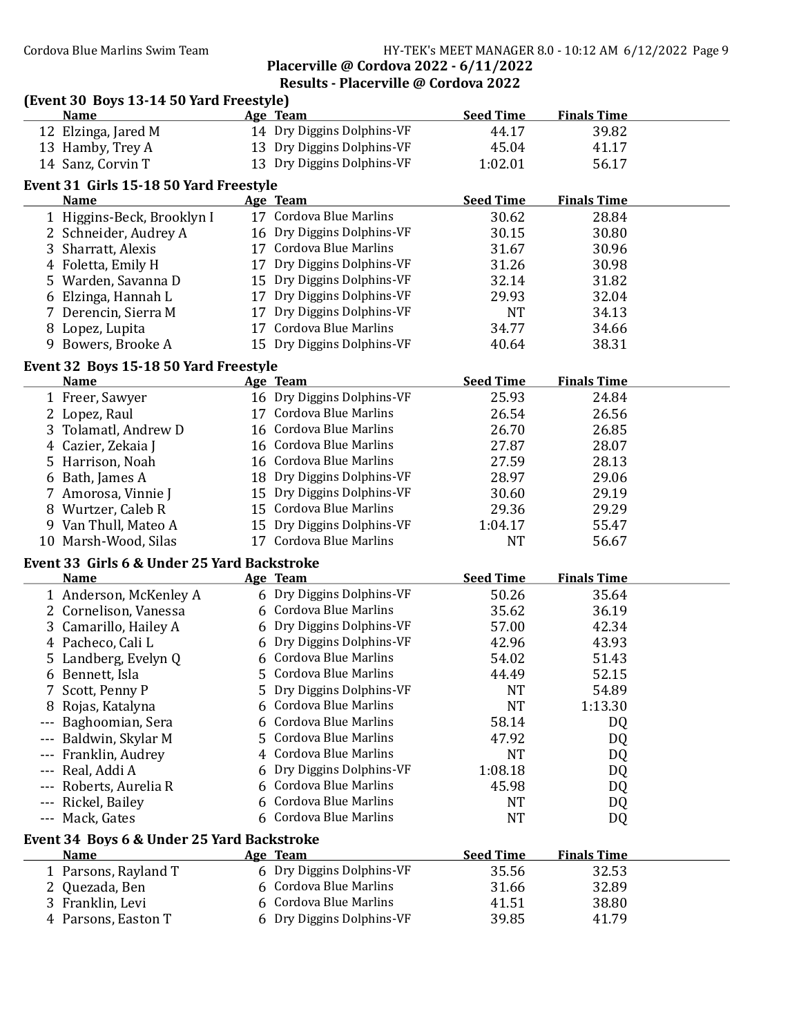## Placerville @ Cordova 2022 - 6/11/2022

### Results - Placerville @ Cordova 2022

### (Event 30 Boys 13-14 50 Yard Freestyle)

| | Name | Age | Team | Seed Time | Finals Time |
|---|---|---|---|---|---|
| 12 | Elzinga, Jared M | 14 | Dry Diggins Dolphins-VF | 44.17 | 39.82 |
| 13 | Hamby, Trey A | 13 | Dry Diggins Dolphins-VF | 45.04 | 41.17 |
| 14 | Sanz, Corvin T | 13 | Dry Diggins Dolphins-VF | 1:02.01 | 56.17 |

### Event 31 Girls 15-18 50 Yard Freestyle

| | Name | Age | Team | Seed Time | Finals Time |
|---|---|---|---|---|---|
| 1 | Higgins-Beck, Brooklyn I | 17 | Cordova Blue Marlins | 30.62 | 28.84 |
| 2 | Schneider, Audrey A | 16 | Dry Diggins Dolphins-VF | 30.15 | 30.80 |
| 3 | Sharratt, Alexis | 17 | Cordova Blue Marlins | 31.67 | 30.96 |
| 4 | Foletta, Emily H | 17 | Dry Diggins Dolphins-VF | 31.26 | 30.98 |
| 5 | Warden, Savanna D | 15 | Dry Diggins Dolphins-VF | 32.14 | 31.82 |
| 6 | Elzinga, Hannah L | 17 | Dry Diggins Dolphins-VF | 29.93 | 32.04 |
| 7 | Derencin, Sierra M | 17 | Dry Diggins Dolphins-VF | NT | 34.13 |
| 8 | Lopez, Lupita | 17 | Cordova Blue Marlins | 34.77 | 34.66 |
| 9 | Bowers, Brooke A | 15 | Dry Diggins Dolphins-VF | 40.64 | 38.31 |

### Event 32 Boys 15-18 50 Yard Freestyle

| | Name | Age | Team | Seed Time | Finals Time |
|---|---|---|---|---|---|
| 1 | Freer, Sawyer | 16 | Dry Diggins Dolphins-VF | 25.93 | 24.84 |
| 2 | Lopez, Raul | 17 | Cordova Blue Marlins | 26.54 | 26.56 |
| 3 | Tolamatl, Andrew D | 16 | Cordova Blue Marlins | 26.70 | 26.85 |
| 4 | Cazier, Zekaia J | 16 | Cordova Blue Marlins | 27.87 | 28.07 |
| 5 | Harrison, Noah | 16 | Cordova Blue Marlins | 27.59 | 28.13 |
| 6 | Bath, James A | 18 | Dry Diggins Dolphins-VF | 28.97 | 29.06 |
| 7 | Amorosa, Vinnie J | 15 | Dry Diggins Dolphins-VF | 30.60 | 29.19 |
| 8 | Wurtzer, Caleb R | 15 | Cordova Blue Marlins | 29.36 | 29.29 |
| 9 | Van Thull, Mateo A | 15 | Dry Diggins Dolphins-VF | 1:04.17 | 55.47 |
| 10 | Marsh-Wood, Silas | 17 | Cordova Blue Marlins | NT | 56.67 |

### Event 33 Girls 6 & Under 25 Yard Backstroke

| | Name | Age | Team | Seed Time | Finals Time |
|---|---|---|---|---|---|
| 1 | Anderson, McKenley A | 6 | Dry Diggins Dolphins-VF | 50.26 | 35.64 |
| 2 | Cornelison, Vanessa | 6 | Cordova Blue Marlins | 35.62 | 36.19 |
| 3 | Camarillo, Hailey A | 6 | Dry Diggins Dolphins-VF | 57.00 | 42.34 |
| 4 | Pacheco, Cali L | 6 | Dry Diggins Dolphins-VF | 42.96 | 43.93 |
| 5 | Landberg, Evelyn Q | 6 | Cordova Blue Marlins | 54.02 | 51.43 |
| 6 | Bennett, Isla | 5 | Cordova Blue Marlins | 44.49 | 52.15 |
| 7 | Scott, Penny P | 5 | Dry Diggins Dolphins-VF | NT | 54.89 |
| 8 | Rojas, Katalyna | 6 | Cordova Blue Marlins | NT | 1:13.30 |
| --- | Baghoomian, Sera | 6 | Cordova Blue Marlins | 58.14 | DQ |
| --- | Baldwin, Skylar M | 5 | Cordova Blue Marlins | 47.92 | DQ |
| --- | Franklin, Audrey | 4 | Cordova Blue Marlins | NT | DQ |
| --- | Real, Addi A | 6 | Dry Diggins Dolphins-VF | 1:08.18 | DQ |
| --- | Roberts, Aurelia R | 6 | Cordova Blue Marlins | 45.98 | DQ |
| --- | Rickel, Bailey | 6 | Cordova Blue Marlins | NT | DQ |
| --- | Mack, Gates | 6 | Cordova Blue Marlins | NT | DQ |

### Event 34 Boys 6 & Under 25 Yard Backstroke

| | Name | Age | Team | Seed Time | Finals Time |
|---|---|---|---|---|---|
| 1 | Parsons, Rayland T | 6 | Dry Diggins Dolphins-VF | 35.56 | 32.53 |
| 2 | Quezada, Ben | 6 | Cordova Blue Marlins | 31.66 | 32.89 |
| 3 | Franklin, Levi | 6 | Cordova Blue Marlins | 41.51 | 38.80 |
| 4 | Parsons, Easton T | 6 | Dry Diggins Dolphins-VF | 39.85 | 41.79 |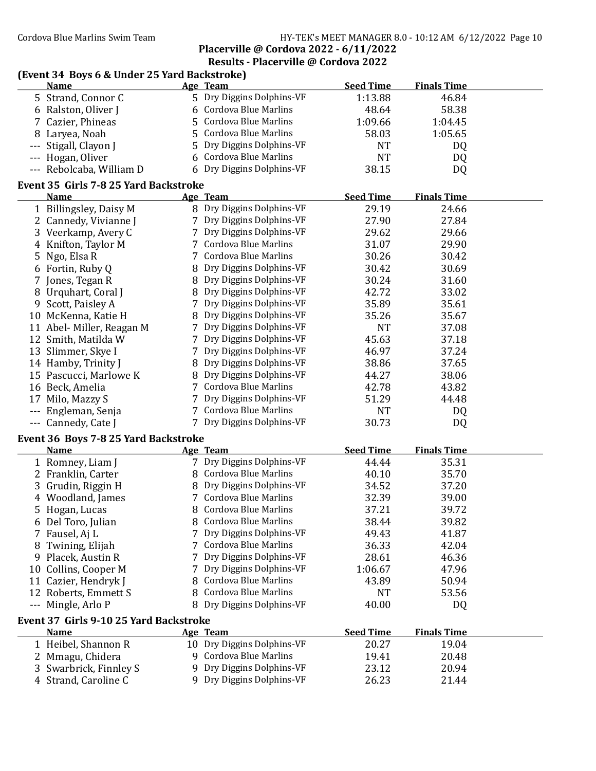## Placerville @ Cordova 2022 - 6/11/2022

## Results - Placerville @ Cordova 2022

### (Event 34 Boys 6 & Under 25 Yard Backstroke)

| | Name | Age | Team | Seed Time | Finals Time |
|---|---|---|---|---|---|
| 5 | Strand, Connor C | 5 | Dry Diggins Dolphins-VF | 1:13.88 | 46.84 |
| 6 | Ralston, Oliver J | 6 | Cordova Blue Marlins | 48.64 | 58.38 |
| 7 | Cazier, Phineas | 5 | Cordova Blue Marlins | 1:09.66 | 1:04.45 |
| 8 | Laryea, Noah | 5 | Cordova Blue Marlins | 58.03 | 1:05.65 |
| --- | Stigall, Clayon J | 5 | Dry Diggins Dolphins-VF | NT | DQ |
| --- | Hogan, Oliver | 6 | Cordova Blue Marlins | NT | DQ |
| --- | Rebolcaba, William D | 6 | Dry Diggins Dolphins-VF | 38.15 | DQ |

### Event 35 Girls 7-8 25 Yard Backstroke

| | Name | Age | Team | Seed Time | Finals Time |
|---|---|---|---|---|---|
| 1 | Billingsley, Daisy M | 8 | Dry Diggins Dolphins-VF | 29.19 | 24.66 |
| 2 | Cannedy, Vivianne J | 7 | Dry Diggins Dolphins-VF | 27.90 | 27.84 |
| 3 | Veerkamp, Avery C | 7 | Dry Diggins Dolphins-VF | 29.62 | 29.66 |
| 4 | Knifton, Taylor M | 7 | Cordova Blue Marlins | 31.07 | 29.90 |
| 5 | Ngo, Elsa R | 7 | Cordova Blue Marlins | 30.26 | 30.42 |
| 6 | Fortin, Ruby Q | 8 | Dry Diggins Dolphins-VF | 30.42 | 30.69 |
| 7 | Jones, Tegan R | 8 | Dry Diggins Dolphins-VF | 30.24 | 31.60 |
| 8 | Urquhart, Coral J | 8 | Dry Diggins Dolphins-VF | 42.72 | 33.02 |
| 9 | Scott, Paisley A | 7 | Dry Diggins Dolphins-VF | 35.89 | 35.61 |
| 10 | McKenna, Katie H | 8 | Dry Diggins Dolphins-VF | 35.26 | 35.67 |
| 11 | Abel- Miller, Reagan M | 7 | Dry Diggins Dolphins-VF | NT | 37.08 |
| 12 | Smith, Matilda W | 7 | Dry Diggins Dolphins-VF | 45.63 | 37.18 |
| 13 | Slimmer, Skye I | 7 | Dry Diggins Dolphins-VF | 46.97 | 37.24 |
| 14 | Hamby, Trinity J | 8 | Dry Diggins Dolphins-VF | 38.86 | 37.65 |
| 15 | Pascucci, Marlowe K | 8 | Dry Diggins Dolphins-VF | 44.27 | 38.06 |
| 16 | Beck, Amelia | 7 | Cordova Blue Marlins | 42.78 | 43.82 |
| 17 | Milo, Mazzy S | 7 | Dry Diggins Dolphins-VF | 51.29 | 44.48 |
| --- | Engleman, Senja | 7 | Cordova Blue Marlins | NT | DQ |
| --- | Cannedy, Cate J | 7 | Dry Diggins Dolphins-VF | 30.73 | DQ |

### Event 36 Boys 7-8 25 Yard Backstroke

| | Name | Age | Team | Seed Time | Finals Time |
|---|---|---|---|---|---|
| 1 | Romney, Liam J | 7 | Dry Diggins Dolphins-VF | 44.44 | 35.31 |
| 2 | Franklin, Carter | 8 | Cordova Blue Marlins | 40.10 | 35.70 |
| 3 | Grudin, Riggin H | 8 | Dry Diggins Dolphins-VF | 34.52 | 37.20 |
| 4 | Woodland, James | 7 | Cordova Blue Marlins | 32.39 | 39.00 |
| 5 | Hogan, Lucas | 8 | Cordova Blue Marlins | 37.21 | 39.72 |
| 6 | Del Toro, Julian | 8 | Cordova Blue Marlins | 38.44 | 39.82 |
| 7 | Fausel, Aj L | 7 | Dry Diggins Dolphins-VF | 49.43 | 41.87 |
| 8 | Twining, Elijah | 7 | Cordova Blue Marlins | 36.33 | 42.04 |
| 9 | Placek, Austin R | 7 | Dry Diggins Dolphins-VF | 28.61 | 46.36 |
| 10 | Collins, Cooper M | 7 | Dry Diggins Dolphins-VF | 1:06.67 | 47.96 |
| 11 | Cazier, Hendryk J | 8 | Cordova Blue Marlins | 43.89 | 50.94 |
| 12 | Roberts, Emmett S | 8 | Cordova Blue Marlins | NT | 53.56 |
| --- | Mingle, Arlo P | 8 | Dry Diggins Dolphins-VF | 40.00 | DQ |

### Event 37 Girls 9-10 25 Yard Backstroke

| | Name | Age | Team | Seed Time | Finals Time |
|---|---|---|---|---|---|
| 1 | Heibel, Shannon R | 10 | Dry Diggins Dolphins-VF | 20.27 | 19.04 |
| 2 | Mmagu, Chidera | 9 | Cordova Blue Marlins | 19.41 | 20.48 |
| 3 | Swarbrick, Finnley S | 9 | Dry Diggins Dolphins-VF | 23.12 | 20.94 |
| 4 | Strand, Caroline C | 9 | Dry Diggins Dolphins-VF | 26.23 | 21.44 |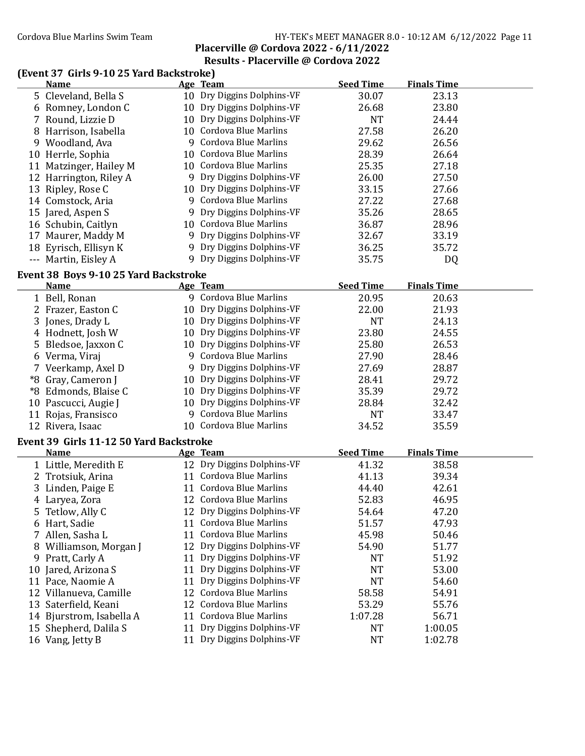**Placerville @ Cordova 2022 - 6/11/2022**

**Results - Placerville @ Cordova 2022**

### (Event 37 Girls 9-10 25 Yard Backstroke)

| | Name | Age | Team | Seed Time | Finals Time |
|---|---|---|---|---|---|
| 5 | Cleveland, Bella S | 10 | Dry Diggins Dolphins-VF | 30.07 | 23.13 |
| 6 | Romney, London C | 10 | Dry Diggins Dolphins-VF | 26.68 | 23.80 |
| 7 | Round, Lizzie D | 10 | Dry Diggins Dolphins-VF | NT | 24.44 |
| 8 | Harrison, Isabella | 10 | Cordova Blue Marlins | 27.58 | 26.20 |
| 9 | Woodland, Ava | 9 | Cordova Blue Marlins | 29.62 | 26.56 |
| 10 | Herrle, Sophia | 10 | Cordova Blue Marlins | 28.39 | 26.64 |
| 11 | Matzinger, Hailey M | 10 | Cordova Blue Marlins | 25.35 | 27.18 |
| 12 | Harrington, Riley A | 9 | Dry Diggins Dolphins-VF | 26.00 | 27.50 |
| 13 | Ripley, Rose C | 10 | Dry Diggins Dolphins-VF | 33.15 | 27.66 |
| 14 | Comstock, Aria | 9 | Cordova Blue Marlins | 27.22 | 27.68 |
| 15 | Jared, Aspen S | 9 | Dry Diggins Dolphins-VF | 35.26 | 28.65 |
| 16 | Schubin, Caitlyn | 10 | Cordova Blue Marlins | 36.87 | 28.96 |
| 17 | Maurer, Maddy M | 9 | Dry Diggins Dolphins-VF | 32.67 | 33.19 |
| 18 | Eyrisch, Ellisyn K | 9 | Dry Diggins Dolphins-VF | 36.25 | 35.72 |
| --- | Martin, Eisley A | 9 | Dry Diggins Dolphins-VF | 35.75 | DQ |

### Event 38 Boys 9-10 25 Yard Backstroke

| | Name | Age | Team | Seed Time | Finals Time |
|---|---|---|---|---|---|
| 1 | Bell, Ronan | 9 | Cordova Blue Marlins | 20.95 | 20.63 |
| 2 | Frazer, Easton C | 10 | Dry Diggins Dolphins-VF | 22.00 | 21.93 |
| 3 | Jones, Drady L | 10 | Dry Diggins Dolphins-VF | NT | 24.13 |
| 4 | Hodnett, Josh W | 10 | Dry Diggins Dolphins-VF | 23.80 | 24.55 |
| 5 | Bledsoe, Jaxxon C | 10 | Dry Diggins Dolphins-VF | 25.80 | 26.53 |
| 6 | Verma, Viraj | 9 | Cordova Blue Marlins | 27.90 | 28.46 |
| 7 | Veerkamp, Axel D | 9 | Dry Diggins Dolphins-VF | 27.69 | 28.87 |
| *8 | Gray, Cameron J | 10 | Dry Diggins Dolphins-VF | 28.41 | 29.72 |
| *8 | Edmonds, Blaise C | 10 | Dry Diggins Dolphins-VF | 35.39 | 29.72 |
| 10 | Pascucci, Augie J | 10 | Dry Diggins Dolphins-VF | 28.84 | 32.42 |
| 11 | Rojas, Fransisco | 9 | Cordova Blue Marlins | NT | 33.47 |
| 12 | Rivera, Isaac | 10 | Cordova Blue Marlins | 34.52 | 35.59 |

### Event 39 Girls 11-12 50 Yard Backstroke

| | Name | Age | Team | Seed Time | Finals Time |
|---|---|---|---|---|---|
| 1 | Little, Meredith E | 12 | Dry Diggins Dolphins-VF | 41.32 | 38.58 |
| 2 | Trotsiuk, Arina | 11 | Cordova Blue Marlins | 41.13 | 39.34 |
| 3 | Linden, Paige E | 11 | Cordova Blue Marlins | 44.40 | 42.61 |
| 4 | Laryea, Zora | 12 | Cordova Blue Marlins | 52.83 | 46.95 |
| 5 | Tetlow, Ally C | 12 | Dry Diggins Dolphins-VF | 54.64 | 47.20 |
| 6 | Hart, Sadie | 11 | Cordova Blue Marlins | 51.57 | 47.93 |
| 7 | Allen, Sasha L | 11 | Cordova Blue Marlins | 45.98 | 50.46 |
| 8 | Williamson, Morgan J | 12 | Dry Diggins Dolphins-VF | 54.90 | 51.77 |
| 9 | Pratt, Carly A | 11 | Dry Diggins Dolphins-VF | NT | 51.92 |
| 10 | Jared, Arizona S | 11 | Dry Diggins Dolphins-VF | NT | 53.00 |
| 11 | Pace, Naomie A | 11 | Dry Diggins Dolphins-VF | NT | 54.60 |
| 12 | Villanueva, Camille | 12 | Cordova Blue Marlins | 58.58 | 54.91 |
| 13 | Saterfield, Keani | 12 | Cordova Blue Marlins | 53.29 | 55.76 |
| 14 | Bjurstrom, Isabella A | 11 | Cordova Blue Marlins | 1:07.28 | 56.71 |
| 15 | Shepherd, Dalila S | 11 | Dry Diggins Dolphins-VF | NT | 1:00.05 |
| 16 | Vang, Jetty B | 11 | Dry Diggins Dolphins-VF | NT | 1:02.78 |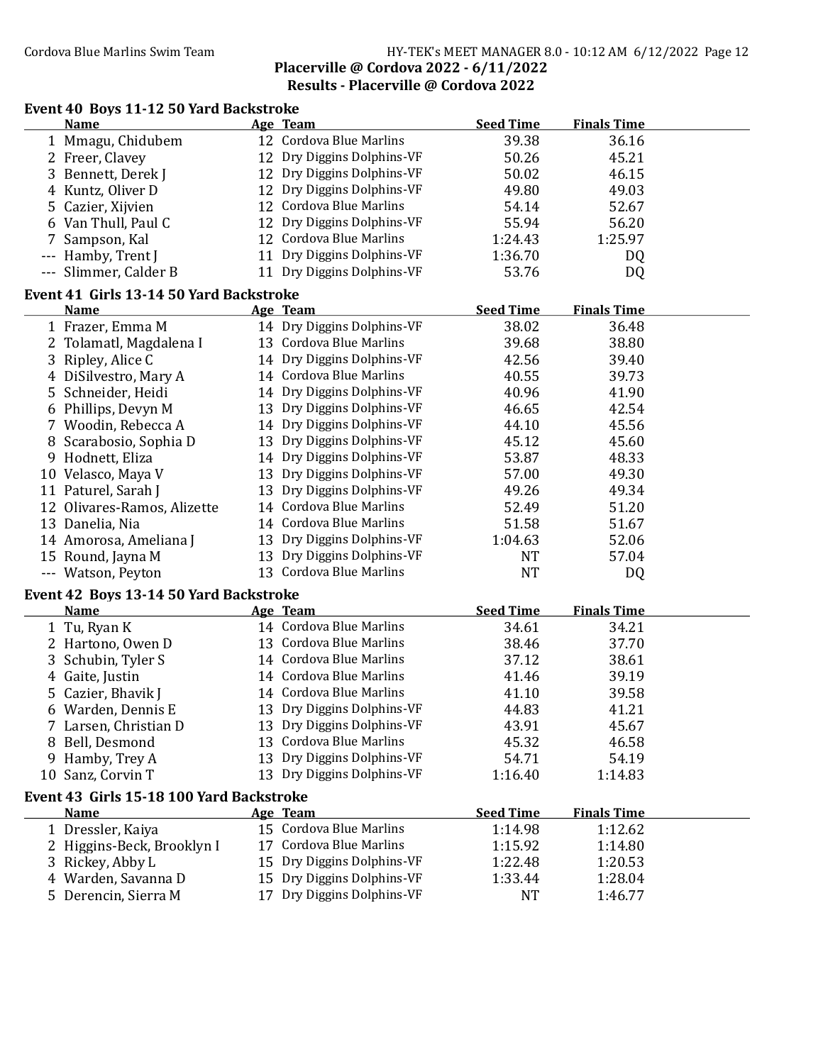# Placerville @ Cordova 2022 - 6/11/2022

## Results - Placerville @ Cordova 2022

### Event 40 Boys 11-12 50 Yard Backstroke

| | Name | Age | Team | Seed Time | Finals Time |
|---|---|---|---|---|---|
| 1 | Mmagu, Chidubem | 12 | Cordova Blue Marlins | 39.38 | 36.16 |
| 2 | Freer, Clavey | 12 | Dry Diggins Dolphins-VF | 50.26 | 45.21 |
| 3 | Bennett, Derek J | 12 | Dry Diggins Dolphins-VF | 50.02 | 46.15 |
| 4 | Kuntz, Oliver D | 12 | Dry Diggins Dolphins-VF | 49.80 | 49.03 |
| 5 | Cazier, Xijvien | 12 | Cordova Blue Marlins | 54.14 | 52.67 |
| 6 | Van Thull, Paul C | 12 | Dry Diggins Dolphins-VF | 55.94 | 56.20 |
| 7 | Sampson, Kal | 12 | Cordova Blue Marlins | 1:24.43 | 1:25.97 |
| --- | Hamby, Trent J | 11 | Dry Diggins Dolphins-VF | 1:36.70 | DQ |
| --- | Slimmer, Calder B | 11 | Dry Diggins Dolphins-VF | 53.76 | DQ |

### Event 41 Girls 13-14 50 Yard Backstroke

| | Name | Age | Team | Seed Time | Finals Time |
|---|---|---|---|---|---|
| 1 | Frazer, Emma M | 14 | Dry Diggins Dolphins-VF | 38.02 | 36.48 |
| 2 | Tolamatl, Magdalena I | 13 | Cordova Blue Marlins | 39.68 | 38.80 |
| 3 | Ripley, Alice C | 14 | Dry Diggins Dolphins-VF | 42.56 | 39.40 |
| 4 | DiSilvestro, Mary A | 14 | Cordova Blue Marlins | 40.55 | 39.73 |
| 5 | Schneider, Heidi | 14 | Dry Diggins Dolphins-VF | 40.96 | 41.90 |
| 6 | Phillips, Devyn M | 13 | Dry Diggins Dolphins-VF | 46.65 | 42.54 |
| 7 | Woodin, Rebecca A | 14 | Dry Diggins Dolphins-VF | 44.10 | 45.56 |
| 8 | Scarabosio, Sophia D | 13 | Dry Diggins Dolphins-VF | 45.12 | 45.60 |
| 9 | Hodnett, Eliza | 14 | Dry Diggins Dolphins-VF | 53.87 | 48.33 |
| 10 | Velasco, Maya V | 13 | Dry Diggins Dolphins-VF | 57.00 | 49.30 |
| 11 | Paturel, Sarah J | 13 | Dry Diggins Dolphins-VF | 49.26 | 49.34 |
| 12 | Olivares-Ramos, Alizette | 14 | Cordova Blue Marlins | 52.49 | 51.20 |
| 13 | Danelia, Nia | 14 | Cordova Blue Marlins | 51.58 | 51.67 |
| 14 | Amorosa, Ameliana J | 13 | Dry Diggins Dolphins-VF | 1:04.63 | 52.06 |
| 15 | Round, Jayna M | 13 | Dry Diggins Dolphins-VF | NT | 57.04 |
| --- | Watson, Peyton | 13 | Cordova Blue Marlins | NT | DQ |

### Event 42 Boys 13-14 50 Yard Backstroke

| | Name | Age | Team | Seed Time | Finals Time |
|---|---|---|---|---|---|
| 1 | Tu, Ryan K | 14 | Cordova Blue Marlins | 34.61 | 34.21 |
| 2 | Hartono, Owen D | 13 | Cordova Blue Marlins | 38.46 | 37.70 |
| 3 | Schubin, Tyler S | 14 | Cordova Blue Marlins | 37.12 | 38.61 |
| 4 | Gaite, Justin | 14 | Cordova Blue Marlins | 41.46 | 39.19 |
| 5 | Cazier, Bhavik J | 14 | Cordova Blue Marlins | 41.10 | 39.58 |
| 6 | Warden, Dennis E | 13 | Dry Diggins Dolphins-VF | 44.83 | 41.21 |
| 7 | Larsen, Christian D | 13 | Dry Diggins Dolphins-VF | 43.91 | 45.67 |
| 8 | Bell, Desmond | 13 | Cordova Blue Marlins | 45.32 | 46.58 |
| 9 | Hamby, Trey A | 13 | Dry Diggins Dolphins-VF | 54.71 | 54.19 |
| 10 | Sanz, Corvin T | 13 | Dry Diggins Dolphins-VF | 1:16.40 | 1:14.83 |

### Event 43 Girls 15-18 100 Yard Backstroke

| | Name | Age | Team | Seed Time | Finals Time |
|---|---|---|---|---|---|
| 1 | Dressler, Kaiya | 15 | Cordova Blue Marlins | 1:14.98 | 1:12.62 |
| 2 | Higgins-Beck, Brooklyn I | 17 | Cordova Blue Marlins | 1:15.92 | 1:14.80 |
| 3 | Rickey, Abby L | 15 | Dry Diggins Dolphins-VF | 1:22.48 | 1:20.53 |
| 4 | Warden, Savanna D | 15 | Dry Diggins Dolphins-VF | 1:33.44 | 1:28.04 |
| 5 | Derencin, Sierra M | 17 | Dry Diggins Dolphins-VF | NT | 1:46.77 |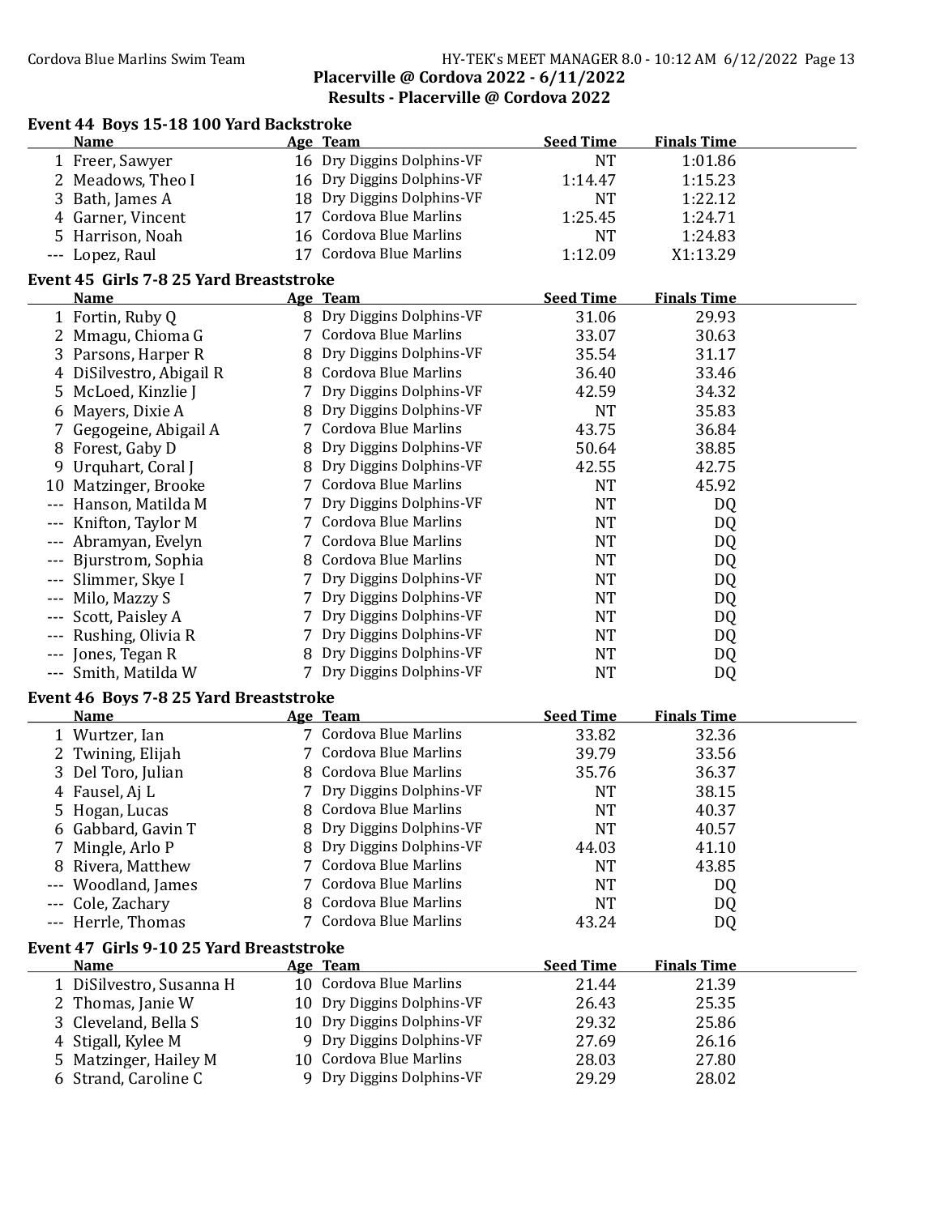**Placerville @ Cordova 2022 - 6/11/2022**
**Results - Placerville @ Cordova 2022**

### Event 44 Boys 15-18 100 Yard Backstroke

| | Name | Age | Team | Seed Time | Finals Time |
|---|---|---|---|---|---|
| 1 | Freer, Sawyer | 16 | Dry Diggins Dolphins-VF | NT | 1:01.86 |
| 2 | Meadows, Theo I | 16 | Dry Diggins Dolphins-VF | 1:14.47 | 1:15.23 |
| 3 | Bath, James A | 18 | Dry Diggins Dolphins-VF | NT | 1:22.12 |
| 4 | Garner, Vincent | 17 | Cordova Blue Marlins | 1:25.45 | 1:24.71 |
| 5 | Harrison, Noah | 16 | Cordova Blue Marlins | NT | 1:24.83 |
| --- | Lopez, Raul | 17 | Cordova Blue Marlins | 1:12.09 | X1:13.29 |

### Event 45 Girls 7-8 25 Yard Breaststroke

| | Name | Age | Team | Seed Time | Finals Time |
|---|---|---|---|---|---|
| 1 | Fortin, Ruby Q | 8 | Dry Diggins Dolphins-VF | 31.06 | 29.93 |
| 2 | Mmagu, Chioma G | 7 | Cordova Blue Marlins | 33.07 | 30.63 |
| 3 | Parsons, Harper R | 8 | Dry Diggins Dolphins-VF | 35.54 | 31.17 |
| 4 | DiSilvestro, Abigail R | 8 | Cordova Blue Marlins | 36.40 | 33.46 |
| 5 | McLoed, Kinzlie J | 7 | Dry Diggins Dolphins-VF | 42.59 | 34.32 |
| 6 | Mayers, Dixie A | 8 | Dry Diggins Dolphins-VF | NT | 35.83 |
| 7 | Gegogeine, Abigail A | 7 | Cordova Blue Marlins | 43.75 | 36.84 |
| 8 | Forest, Gaby D | 8 | Dry Diggins Dolphins-VF | 50.64 | 38.85 |
| 9 | Urquhart, Coral J | 8 | Dry Diggins Dolphins-VF | 42.55 | 42.75 |
| 10 | Matzinger, Brooke | 7 | Cordova Blue Marlins | NT | 45.92 |
| --- | Hanson, Matilda M | 7 | Dry Diggins Dolphins-VF | NT | DQ |
| --- | Knifton, Taylor M | 7 | Cordova Blue Marlins | NT | DQ |
| --- | Abramyan, Evelyn | 7 | Cordova Blue Marlins | NT | DQ |
| --- | Bjurstrom, Sophia | 8 | Cordova Blue Marlins | NT | DQ |
| --- | Slimmer, Skye I | 7 | Dry Diggins Dolphins-VF | NT | DQ |
| --- | Milo, Mazzy S | 7 | Dry Diggins Dolphins-VF | NT | DQ |
| --- | Scott, Paisley A | 7 | Dry Diggins Dolphins-VF | NT | DQ |
| --- | Rushing, Olivia R | 7 | Dry Diggins Dolphins-VF | NT | DQ |
| --- | Jones, Tegan R | 8 | Dry Diggins Dolphins-VF | NT | DQ |
| --- | Smith, Matilda W | 7 | Dry Diggins Dolphins-VF | NT | DQ |

### Event 46 Boys 7-8 25 Yard Breaststroke

| | Name | Age | Team | Seed Time | Finals Time |
|---|---|---|---|---|---|
| 1 | Wurtzer, Ian | 7 | Cordova Blue Marlins | 33.82 | 32.36 |
| 2 | Twining, Elijah | 7 | Cordova Blue Marlins | 39.79 | 33.56 |
| 3 | Del Toro, Julian | 8 | Cordova Blue Marlins | 35.76 | 36.37 |
| 4 | Fausel, Aj L | 7 | Dry Diggins Dolphins-VF | NT | 38.15 |
| 5 | Hogan, Lucas | 8 | Cordova Blue Marlins | NT | 40.37 |
| 6 | Gabbard, Gavin T | 8 | Dry Diggins Dolphins-VF | NT | 40.57 |
| 7 | Mingle, Arlo P | 8 | Dry Diggins Dolphins-VF | 44.03 | 41.10 |
| 8 | Rivera, Matthew | 7 | Cordova Blue Marlins | NT | 43.85 |
| --- | Woodland, James | 7 | Cordova Blue Marlins | NT | DQ |
| --- | Cole, Zachary | 8 | Cordova Blue Marlins | NT | DQ |
| --- | Herrle, Thomas | 7 | Cordova Blue Marlins | 43.24 | DQ |

### Event 47 Girls 9-10 25 Yard Breaststroke

| | Name | Age | Team | Seed Time | Finals Time |
|---|---|---|---|---|---|
| 1 | DiSilvestro, Susanna H | 10 | Cordova Blue Marlins | 21.44 | 21.39 |
| 2 | Thomas, Janie W | 10 | Dry Diggins Dolphins-VF | 26.43 | 25.35 |
| 3 | Cleveland, Bella S | 10 | Dry Diggins Dolphins-VF | 29.32 | 25.86 |
| 4 | Stigall, Kylee M | 9 | Dry Diggins Dolphins-VF | 27.69 | 26.16 |
| 5 | Matzinger, Hailey M | 10 | Cordova Blue Marlins | 28.03 | 27.80 |
| 6 | Strand, Caroline C | 9 | Dry Diggins Dolphins-VF | 29.29 | 28.02 |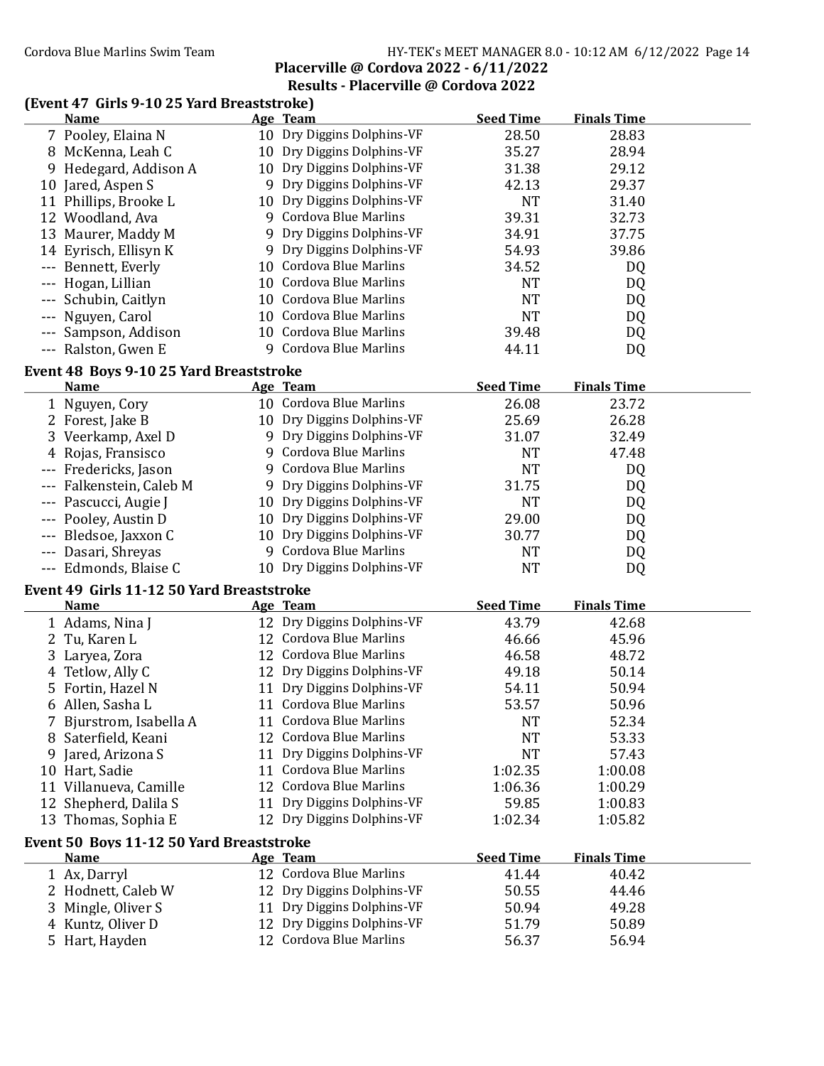Placerville @ Cordova 2022 - 6/11/2022

Results - Placerville @ Cordova 2022

### (Event 47 Girls 9-10 25 Yard Breaststroke)

| | Name | Age | Team | Seed Time | Finals Time |
|---|---|---|---|---|---|
| 7 | Pooley, Elaina N | 10 | Dry Diggins Dolphins-VF | 28.50 | 28.83 |
| 8 | McKenna, Leah C | 10 | Dry Diggins Dolphins-VF | 35.27 | 28.94 |
| 9 | Hedegard, Addison A | 10 | Dry Diggins Dolphins-VF | 31.38 | 29.12 |
| 10 | Jared, Aspen S | 9 | Dry Diggins Dolphins-VF | 42.13 | 29.37 |
| 11 | Phillips, Brooke L | 10 | Dry Diggins Dolphins-VF | NT | 31.40 |
| 12 | Woodland, Ava | 9 | Cordova Blue Marlins | 39.31 | 32.73 |
| 13 | Maurer, Maddy M | 9 | Dry Diggins Dolphins-VF | 34.91 | 37.75 |
| 14 | Eyrisch, Ellisyn K | 9 | Dry Diggins Dolphins-VF | 54.93 | 39.86 |
| --- | Bennett, Everly | 10 | Cordova Blue Marlins | 34.52 | DQ |
| --- | Hogan, Lillian | 10 | Cordova Blue Marlins | NT | DQ |
| --- | Schubin, Caitlyn | 10 | Cordova Blue Marlins | NT | DQ |
| --- | Nguyen, Carol | 10 | Cordova Blue Marlins | NT | DQ |
| --- | Sampson, Addison | 10 | Cordova Blue Marlins | 39.48 | DQ |
| --- | Ralston, Gwen E | 9 | Cordova Blue Marlins | 44.11 | DQ |

### Event 48 Boys 9-10 25 Yard Breaststroke

| | Name | Age | Team | Seed Time | Finals Time |
|---|---|---|---|---|---|
| 1 | Nguyen, Cory | 10 | Cordova Blue Marlins | 26.08 | 23.72 |
| 2 | Forest, Jake B | 10 | Dry Diggins Dolphins-VF | 25.69 | 26.28 |
| 3 | Veerkamp, Axel D | 9 | Dry Diggins Dolphins-VF | 31.07 | 32.49 |
| 4 | Rojas, Fransisco | 9 | Cordova Blue Marlins | NT | 47.48 |
| --- | Fredericks, Jason | 9 | Cordova Blue Marlins | NT | DQ |
| --- | Falkenstein, Caleb M | 9 | Dry Diggins Dolphins-VF | 31.75 | DQ |
| --- | Pascucci, Augie J | 10 | Dry Diggins Dolphins-VF | NT | DQ |
| --- | Pooley, Austin D | 10 | Dry Diggins Dolphins-VF | 29.00 | DQ |
| --- | Bledsoe, Jaxxon C | 10 | Dry Diggins Dolphins-VF | 30.77 | DQ |
| --- | Dasari, Shreyas | 9 | Cordova Blue Marlins | NT | DQ |
| --- | Edmonds, Blaise C | 10 | Dry Diggins Dolphins-VF | NT | DQ |

### Event 49 Girls 11-12 50 Yard Breaststroke

| | Name | Age | Team | Seed Time | Finals Time |
|---|---|---|---|---|---|
| 1 | Adams, Nina J | 12 | Dry Diggins Dolphins-VF | 43.79 | 42.68 |
| 2 | Tu, Karen L | 12 | Cordova Blue Marlins | 46.66 | 45.96 |
| 3 | Laryea, Zora | 12 | Cordova Blue Marlins | 46.58 | 48.72 |
| 4 | Tetlow, Ally C | 12 | Dry Diggins Dolphins-VF | 49.18 | 50.14 |
| 5 | Fortin, Hazel N | 11 | Dry Diggins Dolphins-VF | 54.11 | 50.94 |
| 6 | Allen, Sasha L | 11 | Cordova Blue Marlins | 53.57 | 50.96 |
| 7 | Bjurstrom, Isabella A | 11 | Cordova Blue Marlins | NT | 52.34 |
| 8 | Saterfield, Keani | 12 | Cordova Blue Marlins | NT | 53.33 |
| 9 | Jared, Arizona S | 11 | Dry Diggins Dolphins-VF | NT | 57.43 |
| 10 | Hart, Sadie | 11 | Cordova Blue Marlins | 1:02.35 | 1:00.08 |
| 11 | Villanueva, Camille | 12 | Cordova Blue Marlins | 1:06.36 | 1:00.29 |
| 12 | Shepherd, Dalila S | 11 | Dry Diggins Dolphins-VF | 59.85 | 1:00.83 |
| 13 | Thomas, Sophia E | 12 | Dry Diggins Dolphins-VF | 1:02.34 | 1:05.82 |

### Event 50 Boys 11-12 50 Yard Breaststroke

| | Name | Age | Team | Seed Time | Finals Time |
|---|---|---|---|---|---|
| 1 | Ax, Darryl | 12 | Cordova Blue Marlins | 41.44 | 40.42 |
| 2 | Hodnett, Caleb W | 12 | Dry Diggins Dolphins-VF | 50.55 | 44.46 |
| 3 | Mingle, Oliver S | 11 | Dry Diggins Dolphins-VF | 50.94 | 49.28 |
| 4 | Kuntz, Oliver D | 12 | Dry Diggins Dolphins-VF | 51.79 | 50.89 |
| 5 | Hart, Hayden | 12 | Cordova Blue Marlins | 56.37 | 56.94 |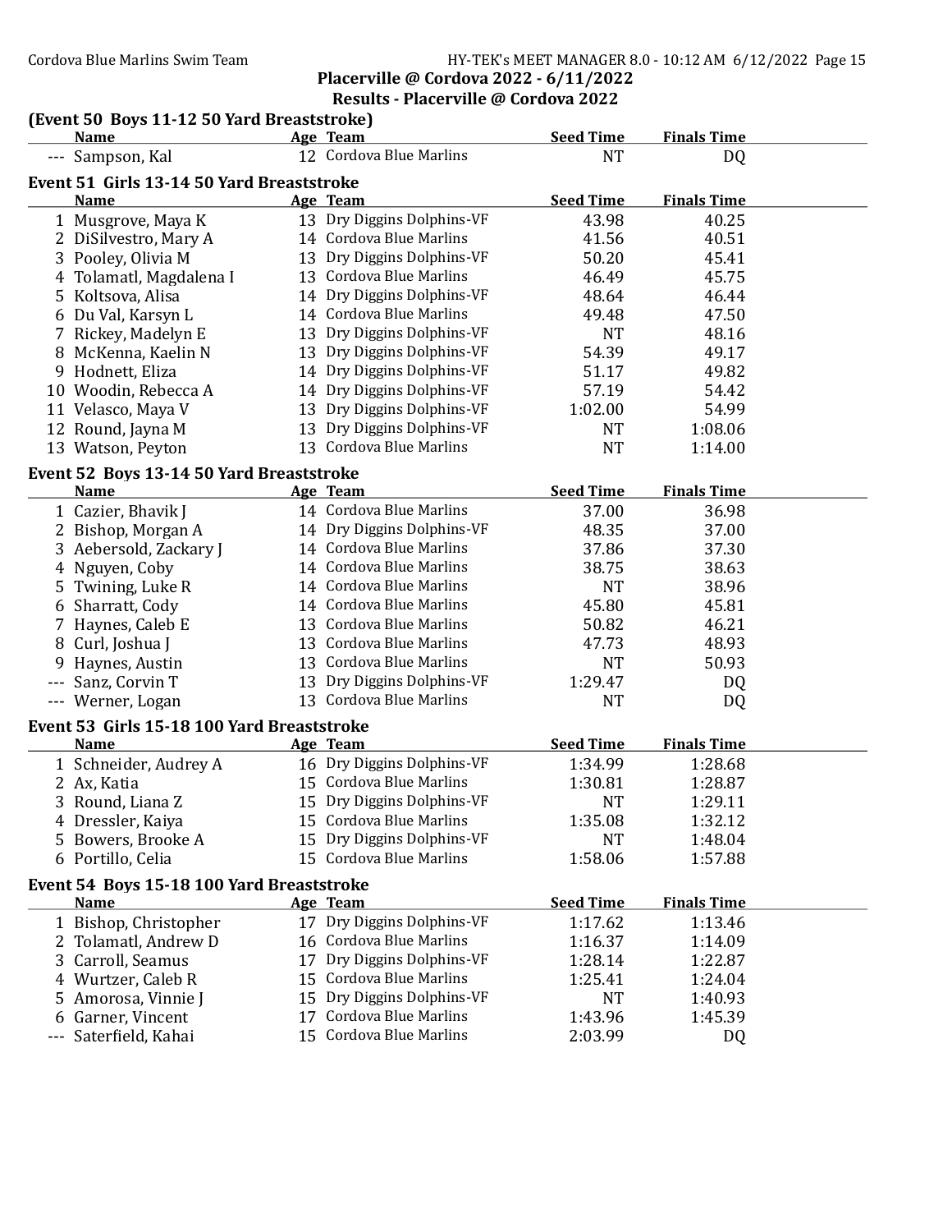## Placerville @ Cordova 2022 - 6/11/2022

## Results - Placerville @ Cordova 2022

### (Event 50 Boys 11-12 50 Yard Breaststroke)

| | Name | Age | Team | Seed Time | Finals Time |
|---|---|---|---|---|---|
| --- | Sampson, Kal | 12 | Cordova Blue Marlins | NT | DQ |

### Event 51 Girls 13-14 50 Yard Breaststroke

| | Name | Age | Team | Seed Time | Finals Time |
|---|---|---|---|---|---|
| 1 | Musgrove, Maya K | 13 | Dry Diggins Dolphins-VF | 43.98 | 40.25 |
| 2 | DiSilvestro, Mary A | 14 | Cordova Blue Marlins | 41.56 | 40.51 |
| 3 | Pooley, Olivia M | 13 | Dry Diggins Dolphins-VF | 50.20 | 45.41 |
| 4 | Tolamatl, Magdalena I | 13 | Cordova Blue Marlins | 46.49 | 45.75 |
| 5 | Koltsova, Alisa | 14 | Dry Diggins Dolphins-VF | 48.64 | 46.44 |
| 6 | Du Val, Karsyn L | 14 | Cordova Blue Marlins | 49.48 | 47.50 |
| 7 | Rickey, Madelyn E | 13 | Dry Diggins Dolphins-VF | NT | 48.16 |
| 8 | McKenna, Kaelin N | 13 | Dry Diggins Dolphins-VF | 54.39 | 49.17 |
| 9 | Hodnett, Eliza | 14 | Dry Diggins Dolphins-VF | 51.17 | 49.82 |
| 10 | Woodin, Rebecca A | 14 | Dry Diggins Dolphins-VF | 57.19 | 54.42 |
| 11 | Velasco, Maya V | 13 | Dry Diggins Dolphins-VF | 1:02.00 | 54.99 |
| 12 | Round, Jayna M | 13 | Dry Diggins Dolphins-VF | NT | 1:08.06 |
| 13 | Watson, Peyton | 13 | Cordova Blue Marlins | NT | 1:14.00 |

### Event 52 Boys 13-14 50 Yard Breaststroke

| | Name | Age | Team | Seed Time | Finals Time |
|---|---|---|---|---|---|
| 1 | Cazier, Bhavik J | 14 | Cordova Blue Marlins | 37.00 | 36.98 |
| 2 | Bishop, Morgan A | 14 | Dry Diggins Dolphins-VF | 48.35 | 37.00 |
| 3 | Aebersold, Zackary J | 14 | Cordova Blue Marlins | 37.86 | 37.30 |
| 4 | Nguyen, Coby | 14 | Cordova Blue Marlins | 38.75 | 38.63 |
| 5 | Twining, Luke R | 14 | Cordova Blue Marlins | NT | 38.96 |
| 6 | Sharratt, Cody | 14 | Cordova Blue Marlins | 45.80 | 45.81 |
| 7 | Haynes, Caleb E | 13 | Cordova Blue Marlins | 50.82 | 46.21 |
| 8 | Curl, Joshua J | 13 | Cordova Blue Marlins | 47.73 | 48.93 |
| 9 | Haynes, Austin | 13 | Cordova Blue Marlins | NT | 50.93 |
| --- | Sanz, Corvin T | 13 | Dry Diggins Dolphins-VF | 1:29.47 | DQ |
| --- | Werner, Logan | 13 | Cordova Blue Marlins | NT | DQ |

### Event 53 Girls 15-18 100 Yard Breaststroke

| | Name | Age | Team | Seed Time | Finals Time |
|---|---|---|---|---|---|
| 1 | Schneider, Audrey A | 16 | Dry Diggins Dolphins-VF | 1:34.99 | 1:28.68 |
| 2 | Ax, Katia | 15 | Cordova Blue Marlins | 1:30.81 | 1:28.87 |
| 3 | Round, Liana Z | 15 | Dry Diggins Dolphins-VF | NT | 1:29.11 |
| 4 | Dressler, Kaiya | 15 | Cordova Blue Marlins | 1:35.08 | 1:32.12 |
| 5 | Bowers, Brooke A | 15 | Dry Diggins Dolphins-VF | NT | 1:48.04 |
| 6 | Portillo, Celia | 15 | Cordova Blue Marlins | 1:58.06 | 1:57.88 |

### Event 54 Boys 15-18 100 Yard Breaststroke

| | Name | Age | Team | Seed Time | Finals Time |
|---|---|---|---|---|---|
| 1 | Bishop, Christopher | 17 | Dry Diggins Dolphins-VF | 1:17.62 | 1:13.46 |
| 2 | Tolamatl, Andrew D | 16 | Cordova Blue Marlins | 1:16.37 | 1:14.09 |
| 3 | Carroll, Seamus | 17 | Dry Diggins Dolphins-VF | 1:28.14 | 1:22.87 |
| 4 | Wurtzer, Caleb R | 15 | Cordova Blue Marlins | 1:25.41 | 1:24.04 |
| 5 | Amorosa, Vinnie J | 15 | Dry Diggins Dolphins-VF | NT | 1:40.93 |
| 6 | Garner, Vincent | 17 | Cordova Blue Marlins | 1:43.96 | 1:45.39 |
| --- | Saterfield, Kahai | 15 | Cordova Blue Marlins | 2:03.99 | DQ |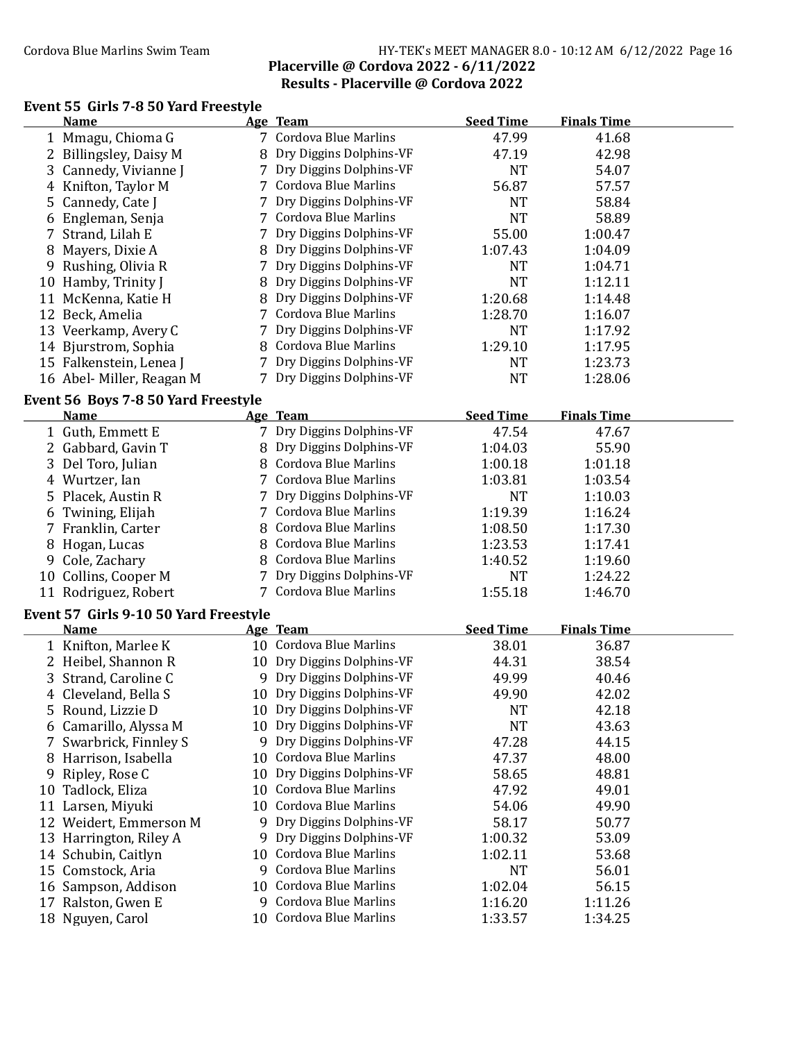**Placerville @ Cordova 2022 - 6/11/2022**
**Results - Placerville @ Cordova 2022**

### Event 55 Girls 7-8 50 Yard Freestyle

| | Name | Age | Team | Seed Time | Finals Time |
|---|---|---|---|---|---|
| 1 | Mmagu, Chioma G | 7 | Cordova Blue Marlins | 47.99 | 41.68 |
| 2 | Billingsley, Daisy M | 8 | Dry Diggins Dolphins-VF | 47.19 | 42.98 |
| 3 | Cannedy, Vivianne J | 7 | Dry Diggins Dolphins-VF | NT | 54.07 |
| 4 | Knifton, Taylor M | 7 | Cordova Blue Marlins | 56.87 | 57.57 |
| 5 | Cannedy, Cate J | 7 | Dry Diggins Dolphins-VF | NT | 58.84 |
| 6 | Engleman, Senja | 7 | Cordova Blue Marlins | NT | 58.89 |
| 7 | Strand, Lilah E | 7 | Dry Diggins Dolphins-VF | 55.00 | 1:00.47 |
| 8 | Mayers, Dixie A | 8 | Dry Diggins Dolphins-VF | 1:07.43 | 1:04.09 |
| 9 | Rushing, Olivia R | 7 | Dry Diggins Dolphins-VF | NT | 1:04.71 |
| 10 | Hamby, Trinity J | 8 | Dry Diggins Dolphins-VF | NT | 1:12.11 |
| 11 | McKenna, Katie H | 8 | Dry Diggins Dolphins-VF | 1:20.68 | 1:14.48 |
| 12 | Beck, Amelia | 7 | Cordova Blue Marlins | 1:28.70 | 1:16.07 |
| 13 | Veerkamp, Avery C | 7 | Dry Diggins Dolphins-VF | NT | 1:17.92 |
| 14 | Bjurstrom, Sophia | 8 | Cordova Blue Marlins | 1:29.10 | 1:17.95 |
| 15 | Falkenstein, Lenea J | 7 | Dry Diggins Dolphins-VF | NT | 1:23.73 |
| 16 | Abel- Miller, Reagan M | 7 | Dry Diggins Dolphins-VF | NT | 1:28.06 |

### Event 56 Boys 7-8 50 Yard Freestyle

| | Name | Age | Team | Seed Time | Finals Time |
|---|---|---|---|---|---|
| 1 | Guth, Emmett E | 7 | Dry Diggins Dolphins-VF | 47.54 | 47.67 |
| 2 | Gabbard, Gavin T | 8 | Dry Diggins Dolphins-VF | 1:04.03 | 55.90 |
| 3 | Del Toro, Julian | 8 | Cordova Blue Marlins | 1:00.18 | 1:01.18 |
| 4 | Wurtzer, Ian | 7 | Cordova Blue Marlins | 1:03.81 | 1:03.54 |
| 5 | Placek, Austin R | 7 | Dry Diggins Dolphins-VF | NT | 1:10.03 |
| 6 | Twining, Elijah | 7 | Cordova Blue Marlins | 1:19.39 | 1:16.24 |
| 7 | Franklin, Carter | 8 | Cordova Blue Marlins | 1:08.50 | 1:17.30 |
| 8 | Hogan, Lucas | 8 | Cordova Blue Marlins | 1:23.53 | 1:17.41 |
| 9 | Cole, Zachary | 8 | Cordova Blue Marlins | 1:40.52 | 1:19.60 |
| 10 | Collins, Cooper M | 7 | Dry Diggins Dolphins-VF | NT | 1:24.22 |
| 11 | Rodriguez, Robert | 7 | Cordova Blue Marlins | 1:55.18 | 1:46.70 |

### Event 57 Girls 9-10 50 Yard Freestyle

| | Name | Age | Team | Seed Time | Finals Time |
|---|---|---|---|---|---|
| 1 | Knifton, Marlee K | 10 | Cordova Blue Marlins | 38.01 | 36.87 |
| 2 | Heibel, Shannon R | 10 | Dry Diggins Dolphins-VF | 44.31 | 38.54 |
| 3 | Strand, Caroline C | 9 | Dry Diggins Dolphins-VF | 49.99 | 40.46 |
| 4 | Cleveland, Bella S | 10 | Dry Diggins Dolphins-VF | 49.90 | 42.02 |
| 5 | Round, Lizzie D | 10 | Dry Diggins Dolphins-VF | NT | 42.18 |
| 6 | Camarillo, Alyssa M | 10 | Dry Diggins Dolphins-VF | NT | 43.63 |
| 7 | Swarbrick, Finnley S | 9 | Dry Diggins Dolphins-VF | 47.28 | 44.15 |
| 8 | Harrison, Isabella | 10 | Cordova Blue Marlins | 47.37 | 48.00 |
| 9 | Ripley, Rose C | 10 | Dry Diggins Dolphins-VF | 58.65 | 48.81 |
| 10 | Tadlock, Eliza | 10 | Cordova Blue Marlins | 47.92 | 49.01 |
| 11 | Larsen, Miyuki | 10 | Cordova Blue Marlins | 54.06 | 49.90 |
| 12 | Weidert, Emmerson M | 9 | Dry Diggins Dolphins-VF | 58.17 | 50.77 |
| 13 | Harrington, Riley A | 9 | Dry Diggins Dolphins-VF | 1:00.32 | 53.09 |
| 14 | Schubin, Caitlyn | 10 | Cordova Blue Marlins | 1:02.11 | 53.68 |
| 15 | Comstock, Aria | 9 | Cordova Blue Marlins | NT | 56.01 |
| 16 | Sampson, Addison | 10 | Cordova Blue Marlins | 1:02.04 | 56.15 |
| 17 | Ralston, Gwen E | 9 | Cordova Blue Marlins | 1:16.20 | 1:11.26 |
| 18 | Nguyen, Carol | 10 | Cordova Blue Marlins | 1:33.57 | 1:34.25 |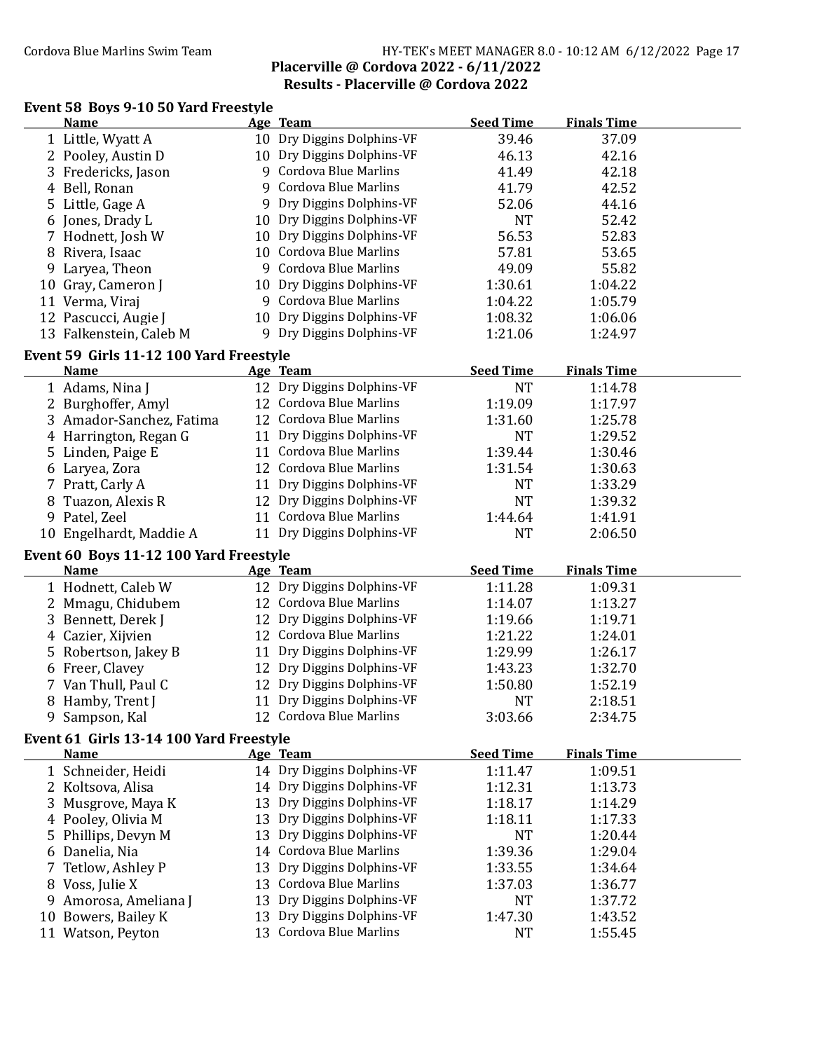Placerville @ Cordova 2022 - 6/11/2022

Results - Placerville @ Cordova 2022

## Event 58 Boys 9-10 50 Yard Freestyle

| | Name | Age | Team | Seed Time | Finals Time |
|---|---|---|---|---|---|
| 1 | Little, Wyatt A | 10 | Dry Diggins Dolphins-VF | 39.46 | 37.09 |
| 2 | Pooley, Austin D | 10 | Dry Diggins Dolphins-VF | 46.13 | 42.16 |
| 3 | Fredericks, Jason | 9 | Cordova Blue Marlins | 41.49 | 42.18 |
| 4 | Bell, Ronan | 9 | Cordova Blue Marlins | 41.79 | 42.52 |
| 5 | Little, Gage A | 9 | Dry Diggins Dolphins-VF | 52.06 | 44.16 |
| 6 | Jones, Drady L | 10 | Dry Diggins Dolphins-VF | NT | 52.42 |
| 7 | Hodnett, Josh W | 10 | Dry Diggins Dolphins-VF | 56.53 | 52.83 |
| 8 | Rivera, Isaac | 10 | Cordova Blue Marlins | 57.81 | 53.65 |
| 9 | Laryea, Theon | 9 | Cordova Blue Marlins | 49.09 | 55.82 |
| 10 | Gray, Cameron J | 10 | Dry Diggins Dolphins-VF | 1:30.61 | 1:04.22 |
| 11 | Verma, Viraj | 9 | Cordova Blue Marlins | 1:04.22 | 1:05.79 |
| 12 | Pascucci, Augie J | 10 | Dry Diggins Dolphins-VF | 1:08.32 | 1:06.06 |
| 13 | Falkenstein, Caleb M | 9 | Dry Diggins Dolphins-VF | 1:21.06 | 1:24.97 |

## Event 59 Girls 11-12 100 Yard Freestyle

| | Name | Age | Team | Seed Time | Finals Time |
|---|---|---|---|---|---|
| 1 | Adams, Nina J | 12 | Dry Diggins Dolphins-VF | NT | 1:14.78 |
| 2 | Burghoffer, Amyl | 12 | Cordova Blue Marlins | 1:19.09 | 1:17.97 |
| 3 | Amador-Sanchez, Fatima | 12 | Cordova Blue Marlins | 1:31.60 | 1:25.78 |
| 4 | Harrington, Regan G | 11 | Dry Diggins Dolphins-VF | NT | 1:29.52 |
| 5 | Linden, Paige E | 11 | Cordova Blue Marlins | 1:39.44 | 1:30.46 |
| 6 | Laryea, Zora | 12 | Cordova Blue Marlins | 1:31.54 | 1:30.63 |
| 7 | Pratt, Carly A | 11 | Dry Diggins Dolphins-VF | NT | 1:33.29 |
| 8 | Tuazon, Alexis R | 12 | Dry Diggins Dolphins-VF | NT | 1:39.32 |
| 9 | Patel, Zeel | 11 | Cordova Blue Marlins | 1:44.64 | 1:41.91 |
| 10 | Engelhardt, Maddie A | 11 | Dry Diggins Dolphins-VF | NT | 2:06.50 |

## Event 60 Boys 11-12 100 Yard Freestyle

| | Name | Age | Team | Seed Time | Finals Time |
|---|---|---|---|---|---|
| 1 | Hodnett, Caleb W | 12 | Dry Diggins Dolphins-VF | 1:11.28 | 1:09.31 |
| 2 | Mmagu, Chidubem | 12 | Cordova Blue Marlins | 1:14.07 | 1:13.27 |
| 3 | Bennett, Derek J | 12 | Dry Diggins Dolphins-VF | 1:19.66 | 1:19.71 |
| 4 | Cazier, Xijvien | 12 | Cordova Blue Marlins | 1:21.22 | 1:24.01 |
| 5 | Robertson, Jakey B | 11 | Dry Diggins Dolphins-VF | 1:29.99 | 1:26.17 |
| 6 | Freer, Clavey | 12 | Dry Diggins Dolphins-VF | 1:43.23 | 1:32.70 |
| 7 | Van Thull, Paul C | 12 | Dry Diggins Dolphins-VF | 1:50.80 | 1:52.19 |
| 8 | Hamby, Trent J | 11 | Dry Diggins Dolphins-VF | NT | 2:18.51 |
| 9 | Sampson, Kal | 12 | Cordova Blue Marlins | 3:03.66 | 2:34.75 |

## Event 61 Girls 13-14 100 Yard Freestyle

| | Name | Age | Team | Seed Time | Finals Time |
|---|---|---|---|---|---|
| 1 | Schneider, Heidi | 14 | Dry Diggins Dolphins-VF | 1:11.47 | 1:09.51 |
| 2 | Koltsova, Alisa | 14 | Dry Diggins Dolphins-VF | 1:12.31 | 1:13.73 |
| 3 | Musgrove, Maya K | 13 | Dry Diggins Dolphins-VF | 1:18.17 | 1:14.29 |
| 4 | Pooley, Olivia M | 13 | Dry Diggins Dolphins-VF | 1:18.11 | 1:17.33 |
| 5 | Phillips, Devyn M | 13 | Dry Diggins Dolphins-VF | NT | 1:20.44 |
| 6 | Danelia, Nia | 14 | Cordova Blue Marlins | 1:39.36 | 1:29.04 |
| 7 | Tetlow, Ashley P | 13 | Dry Diggins Dolphins-VF | 1:33.55 | 1:34.64 |
| 8 | Voss, Julie X | 13 | Cordova Blue Marlins | 1:37.03 | 1:36.77 |
| 9 | Amorosa, Ameliana J | 13 | Dry Diggins Dolphins-VF | NT | 1:37.72 |
| 10 | Bowers, Bailey K | 13 | Dry Diggins Dolphins-VF | 1:47.30 | 1:43.52 |
| 11 | Watson, Peyton | 13 | Cordova Blue Marlins | NT | 1:55.45 |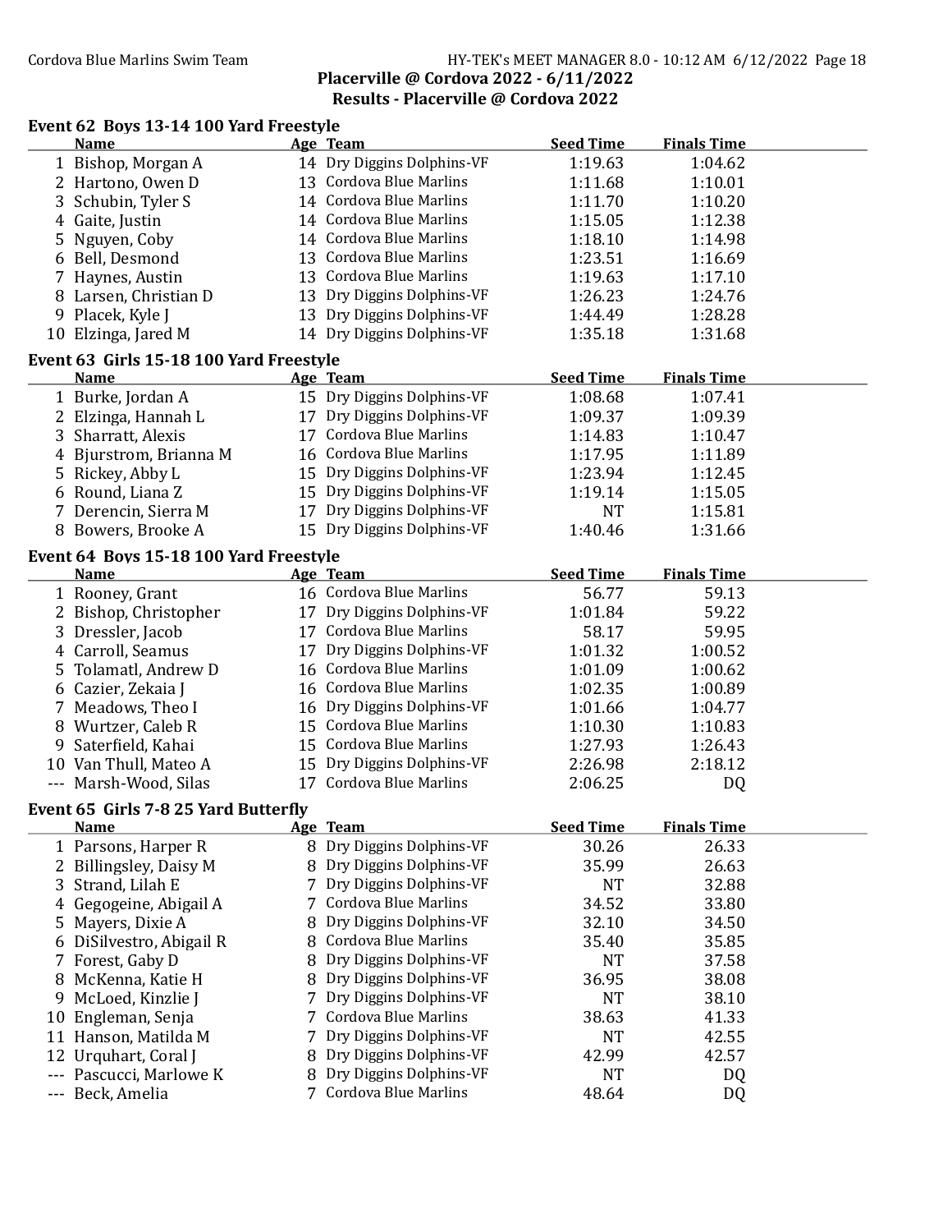## Placerville @ Cordova 2022 - 6/11/2022

## Results - Placerville @ Cordova 2022

### Event 62 Boys 13-14 100 Yard Freestyle

| | Name | Age | Team | Seed Time | Finals Time |
|---|---|---|---|---|---|
| 1 | Bishop, Morgan A | 14 | Dry Diggins Dolphins-VF | 1:19.63 | 1:04.62 |
| 2 | Hartono, Owen D | 13 | Cordova Blue Marlins | 1:11.68 | 1:10.01 |
| 3 | Schubin, Tyler S | 14 | Cordova Blue Marlins | 1:11.70 | 1:10.20 |
| 4 | Gaite, Justin | 14 | Cordova Blue Marlins | 1:15.05 | 1:12.38 |
| 5 | Nguyen, Coby | 14 | Cordova Blue Marlins | 1:18.10 | 1:14.98 |
| 6 | Bell, Desmond | 13 | Cordova Blue Marlins | 1:23.51 | 1:16.69 |
| 7 | Haynes, Austin | 13 | Cordova Blue Marlins | 1:19.63 | 1:17.10 |
| 8 | Larsen, Christian D | 13 | Dry Diggins Dolphins-VF | 1:26.23 | 1:24.76 |
| 9 | Placek, Kyle J | 13 | Dry Diggins Dolphins-VF | 1:44.49 | 1:28.28 |
| 10 | Elzinga, Jared M | 14 | Dry Diggins Dolphins-VF | 1:35.18 | 1:31.68 |

### Event 63 Girls 15-18 100 Yard Freestyle

| | Name | Age | Team | Seed Time | Finals Time |
|---|---|---|---|---|---|
| 1 | Burke, Jordan A | 15 | Dry Diggins Dolphins-VF | 1:08.68 | 1:07.41 |
| 2 | Elzinga, Hannah L | 17 | Dry Diggins Dolphins-VF | 1:09.37 | 1:09.39 |
| 3 | Sharratt, Alexis | 17 | Cordova Blue Marlins | 1:14.83 | 1:10.47 |
| 4 | Bjurstrom, Brianna M | 16 | Cordova Blue Marlins | 1:17.95 | 1:11.89 |
| 5 | Rickey, Abby L | 15 | Dry Diggins Dolphins-VF | 1:23.94 | 1:12.45 |
| 6 | Round, Liana Z | 15 | Dry Diggins Dolphins-VF | 1:19.14 | 1:15.05 |
| 7 | Derencin, Sierra M | 17 | Dry Diggins Dolphins-VF | NT | 1:15.81 |
| 8 | Bowers, Brooke A | 15 | Dry Diggins Dolphins-VF | 1:40.46 | 1:31.66 |

### Event 64 Boys 15-18 100 Yard Freestyle

| | Name | Age | Team | Seed Time | Finals Time |
|---|---|---|---|---|---|
| 1 | Rooney, Grant | 16 | Cordova Blue Marlins | 56.77 | 59.13 |
| 2 | Bishop, Christopher | 17 | Dry Diggins Dolphins-VF | 1:01.84 | 59.22 |
| 3 | Dressler, Jacob | 17 | Cordova Blue Marlins | 58.17 | 59.95 |
| 4 | Carroll, Seamus | 17 | Dry Diggins Dolphins-VF | 1:01.32 | 1:00.52 |
| 5 | Tolamatl, Andrew D | 16 | Cordova Blue Marlins | 1:01.09 | 1:00.62 |
| 6 | Cazier, Zekaia J | 16 | Cordova Blue Marlins | 1:02.35 | 1:00.89 |
| 7 | Meadows, Theo I | 16 | Dry Diggins Dolphins-VF | 1:01.66 | 1:04.77 |
| 8 | Wurtzer, Caleb R | 15 | Cordova Blue Marlins | 1:10.30 | 1:10.83 |
| 9 | Saterfield, Kahai | 15 | Cordova Blue Marlins | 1:27.93 | 1:26.43 |
| 10 | Van Thull, Mateo A | 15 | Dry Diggins Dolphins-VF | 2:26.98 | 2:18.12 |
| --- | Marsh-Wood, Silas | 17 | Cordova Blue Marlins | 2:06.25 | DQ |

### Event 65 Girls 7-8 25 Yard Butterfly

| | Name | Age | Team | Seed Time | Finals Time |
|---|---|---|---|---|---|
| 1 | Parsons, Harper R | 8 | Dry Diggins Dolphins-VF | 30.26 | 26.33 |
| 2 | Billingsley, Daisy M | 8 | Dry Diggins Dolphins-VF | 35.99 | 26.63 |
| 3 | Strand, Lilah E | 7 | Dry Diggins Dolphins-VF | NT | 32.88 |
| 4 | Gegogeine, Abigail A | 7 | Cordova Blue Marlins | 34.52 | 33.80 |
| 5 | Mayers, Dixie A | 8 | Dry Diggins Dolphins-VF | 32.10 | 34.50 |
| 6 | DiSilvestro, Abigail R | 8 | Cordova Blue Marlins | 35.40 | 35.85 |
| 7 | Forest, Gaby D | 8 | Dry Diggins Dolphins-VF | NT | 37.58 |
| 8 | McKenna, Katie H | 8 | Dry Diggins Dolphins-VF | 36.95 | 38.08 |
| 9 | McLoed, Kinzlie J | 7 | Dry Diggins Dolphins-VF | NT | 38.10 |
| 10 | Engleman, Senja | 7 | Cordova Blue Marlins | 38.63 | 41.33 |
| 11 | Hanson, Matilda M | 7 | Dry Diggins Dolphins-VF | NT | 42.55 |
| 12 | Urquhart, Coral J | 8 | Dry Diggins Dolphins-VF | 42.99 | 42.57 |
| --- | Pascucci, Marlowe K | 8 | Dry Diggins Dolphins-VF | NT | DQ |
| --- | Beck, Amelia | 7 | Cordova Blue Marlins | 48.64 | DQ |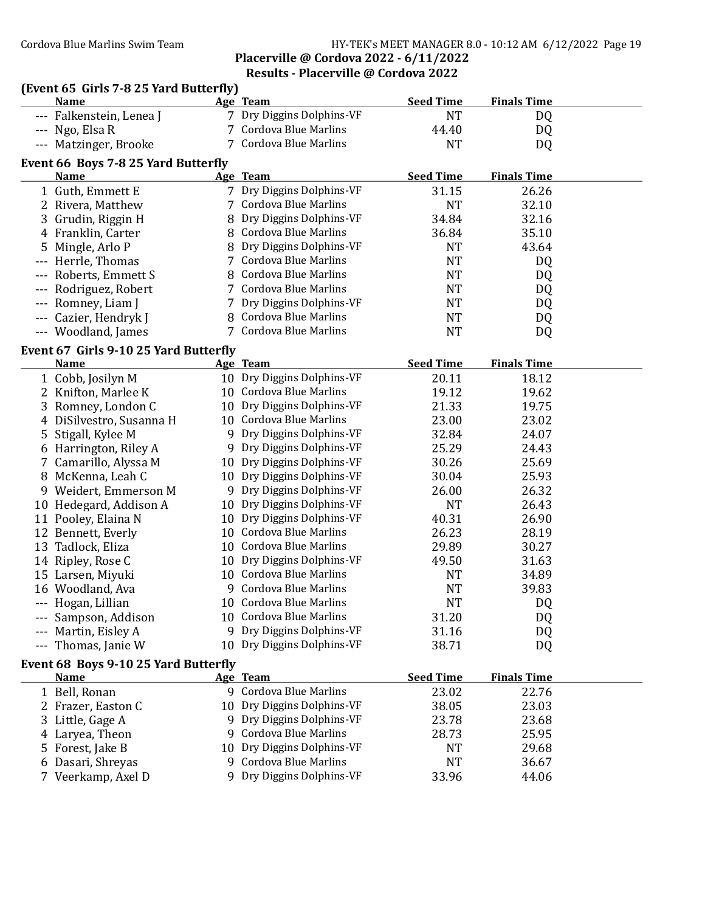**Placerville @ Cordova 2022 - 6/11/2022**

**Results - Placerville @ Cordova 2022**

### (Event 65 Girls 7-8 25 Yard Butterfly)

| | Name | Age | Team | Seed Time | Finals Time |
|---|---|---|---|---|---|
| --- | Falkenstein, Lenea J | 7 | Dry Diggins Dolphins-VF | NT | DQ |
| --- | Ngo, Elsa R | 7 | Cordova Blue Marlins | 44.40 | DQ |
| --- | Matzinger, Brooke | 7 | Cordova Blue Marlins | NT | DQ |

### Event 66 Boys 7-8 25 Yard Butterfly

| | Name | Age | Team | Seed Time | Finals Time |
|---|---|---|---|---|---|
| 1 | Guth, Emmett E | 7 | Dry Diggins Dolphins-VF | 31.15 | 26.26 |
| 2 | Rivera, Matthew | 7 | Cordova Blue Marlins | NT | 32.10 |
| 3 | Grudin, Riggin H | 8 | Dry Diggins Dolphins-VF | 34.84 | 32.16 |
| 4 | Franklin, Carter | 8 | Cordova Blue Marlins | 36.84 | 35.10 |
| 5 | Mingle, Arlo P | 8 | Dry Diggins Dolphins-VF | NT | 43.64 |
| --- | Herrle, Thomas | 7 | Cordova Blue Marlins | NT | DQ |
| --- | Roberts, Emmett S | 8 | Cordova Blue Marlins | NT | DQ |
| --- | Rodriguez, Robert | 7 | Cordova Blue Marlins | NT | DQ |
| --- | Romney, Liam J | 7 | Dry Diggins Dolphins-VF | NT | DQ |
| --- | Cazier, Hendryk J | 8 | Cordova Blue Marlins | NT | DQ |
| --- | Woodland, James | 7 | Cordova Blue Marlins | NT | DQ |

### Event 67 Girls 9-10 25 Yard Butterfly

| | Name | Age | Team | Seed Time | Finals Time |
|---|---|---|---|---|---|
| 1 | Cobb, Josilyn M | 10 | Dry Diggins Dolphins-VF | 20.11 | 18.12 |
| 2 | Knifton, Marlee K | 10 | Cordova Blue Marlins | 19.12 | 19.62 |
| 3 | Romney, London C | 10 | Dry Diggins Dolphins-VF | 21.33 | 19.75 |
| 4 | DiSilvestro, Susanna H | 10 | Cordova Blue Marlins | 23.00 | 23.02 |
| 5 | Stigall, Kylee M | 9 | Dry Diggins Dolphins-VF | 32.84 | 24.07 |
| 6 | Harrington, Riley A | 9 | Dry Diggins Dolphins-VF | 25.29 | 24.43 |
| 7 | Camarillo, Alyssa M | 10 | Dry Diggins Dolphins-VF | 30.26 | 25.69 |
| 8 | McKenna, Leah C | 10 | Dry Diggins Dolphins-VF | 30.04 | 25.93 |
| 9 | Weidert, Emmerson M | 9 | Dry Diggins Dolphins-VF | 26.00 | 26.32 |
| 10 | Hedegard, Addison A | 10 | Dry Diggins Dolphins-VF | NT | 26.43 |
| 11 | Pooley, Elaina N | 10 | Dry Diggins Dolphins-VF | 40.31 | 26.90 |
| 12 | Bennett, Everly | 10 | Cordova Blue Marlins | 26.23 | 28.19 |
| 13 | Tadlock, Eliza | 10 | Cordova Blue Marlins | 29.89 | 30.27 |
| 14 | Ripley, Rose C | 10 | Dry Diggins Dolphins-VF | 49.50 | 31.63 |
| 15 | Larsen, Miyuki | 10 | Cordova Blue Marlins | NT | 34.89 |
| 16 | Woodland, Ava | 9 | Cordova Blue Marlins | NT | 39.83 |
| --- | Hogan, Lillian | 10 | Cordova Blue Marlins | NT | DQ |
| --- | Sampson, Addison | 10 | Cordova Blue Marlins | 31.20 | DQ |
| --- | Martin, Eisley A | 9 | Dry Diggins Dolphins-VF | 31.16 | DQ |
| --- | Thomas, Janie W | 10 | Dry Diggins Dolphins-VF | 38.71 | DQ |

### Event 68 Boys 9-10 25 Yard Butterfly

| | Name | Age | Team | Seed Time | Finals Time |
|---|---|---|---|---|---|
| 1 | Bell, Ronan | 9 | Cordova Blue Marlins | 23.02 | 22.76 |
| 2 | Frazer, Easton C | 10 | Dry Diggins Dolphins-VF | 38.05 | 23.03 |
| 3 | Little, Gage A | 9 | Dry Diggins Dolphins-VF | 23.78 | 23.68 |
| 4 | Laryea, Theon | 9 | Cordova Blue Marlins | 28.73 | 25.95 |
| 5 | Forest, Jake B | 10 | Dry Diggins Dolphins-VF | NT | 29.68 |
| 6 | Dasari, Shreyas | 9 | Cordova Blue Marlins | NT | 36.67 |
| 7 | Veerkamp, Axel D | 9 | Dry Diggins Dolphins-VF | 33.96 | 44.06 |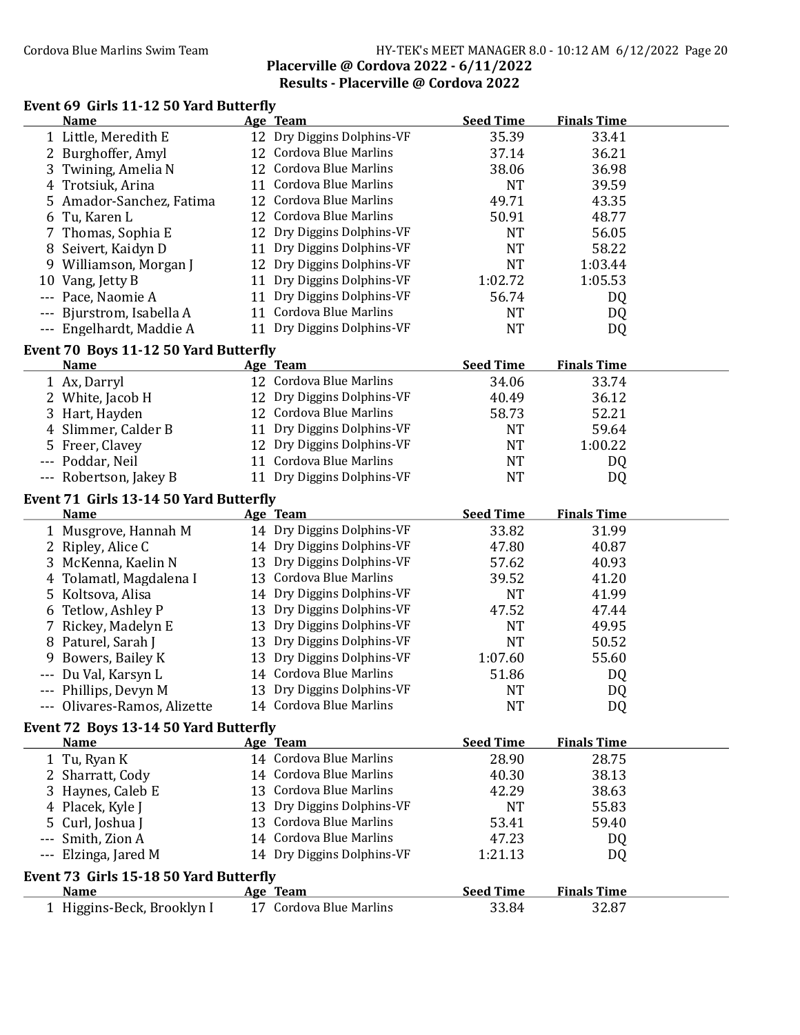## Placerville @ Cordova 2022 - 6/11/2022

## Results - Placerville @ Cordova 2022

### Event 69 Girls 11-12 50 Yard Butterfly

| | Name | Age | Team | Seed Time | Finals Time |
|---|---|---|---|---|---|
| 1 | Little, Meredith E | 12 | Dry Diggins Dolphins-VF | 35.39 | 33.41 |
| 2 | Burghoffer, Amyl | 12 | Cordova Blue Marlins | 37.14 | 36.21 |
| 3 | Twining, Amelia N | 12 | Cordova Blue Marlins | 38.06 | 36.98 |
| 4 | Trotsiuk, Arina | 11 | Cordova Blue Marlins | NT | 39.59 |
| 5 | Amador-Sanchez, Fatima | 12 | Cordova Blue Marlins | 49.71 | 43.35 |
| 6 | Tu, Karen L | 12 | Cordova Blue Marlins | 50.91 | 48.77 |
| 7 | Thomas, Sophia E | 12 | Dry Diggins Dolphins-VF | NT | 56.05 |
| 8 | Seivert, Kaidyn D | 11 | Dry Diggins Dolphins-VF | NT | 58.22 |
| 9 | Williamson, Morgan J | 12 | Dry Diggins Dolphins-VF | NT | 1:03.44 |
| 10 | Vang, Jetty B | 11 | Dry Diggins Dolphins-VF | 1:02.72 | 1:05.53 |
| --- | Pace, Naomie A | 11 | Dry Diggins Dolphins-VF | 56.74 | DQ |
| --- | Bjurstrom, Isabella A | 11 | Cordova Blue Marlins | NT | DQ |
| --- | Engelhardt, Maddie A | 11 | Dry Diggins Dolphins-VF | NT | DQ |

### Event 70 Boys 11-12 50 Yard Butterfly

| | Name | Age | Team | Seed Time | Finals Time |
|---|---|---|---|---|---|
| 1 | Ax, Darryl | 12 | Cordova Blue Marlins | 34.06 | 33.74 |
| 2 | White, Jacob H | 12 | Dry Diggins Dolphins-VF | 40.49 | 36.12 |
| 3 | Hart, Hayden | 12 | Cordova Blue Marlins | 58.73 | 52.21 |
| 4 | Slimmer, Calder B | 11 | Dry Diggins Dolphins-VF | NT | 59.64 |
| 5 | Freer, Clavey | 12 | Dry Diggins Dolphins-VF | NT | 1:00.22 |
| --- | Poddar, Neil | 11 | Cordova Blue Marlins | NT | DQ |
| --- | Robertson, Jakey B | 11 | Dry Diggins Dolphins-VF | NT | DQ |

### Event 71 Girls 13-14 50 Yard Butterfly

| | Name | Age | Team | Seed Time | Finals Time |
|---|---|---|---|---|---|
| 1 | Musgrove, Hannah M | 14 | Dry Diggins Dolphins-VF | 33.82 | 31.99 |
| 2 | Ripley, Alice C | 14 | Dry Diggins Dolphins-VF | 47.80 | 40.87 |
| 3 | McKenna, Kaelin N | 13 | Dry Diggins Dolphins-VF | 57.62 | 40.93 |
| 4 | Tolamatl, Magdalena I | 13 | Cordova Blue Marlins | 39.52 | 41.20 |
| 5 | Koltsova, Alisa | 14 | Dry Diggins Dolphins-VF | NT | 41.99 |
| 6 | Tetlow, Ashley P | 13 | Dry Diggins Dolphins-VF | 47.52 | 47.44 |
| 7 | Rickey, Madelyn E | 13 | Dry Diggins Dolphins-VF | NT | 49.95 |
| 8 | Paturel, Sarah J | 13 | Dry Diggins Dolphins-VF | NT | 50.52 |
| 9 | Bowers, Bailey K | 13 | Dry Diggins Dolphins-VF | 1:07.60 | 55.60 |
| --- | Du Val, Karsyn L | 14 | Cordova Blue Marlins | 51.86 | DQ |
| --- | Phillips, Devyn M | 13 | Dry Diggins Dolphins-VF | NT | DQ |
| --- | Olivares-Ramos, Alizette | 14 | Cordova Blue Marlins | NT | DQ |

### Event 72 Boys 13-14 50 Yard Butterfly

| | Name | Age | Team | Seed Time | Finals Time |
|---|---|---|---|---|---|
| 1 | Tu, Ryan K | 14 | Cordova Blue Marlins | 28.90 | 28.75 |
| 2 | Sharratt, Cody | 14 | Cordova Blue Marlins | 40.30 | 38.13 |
| 3 | Haynes, Caleb E | 13 | Cordova Blue Marlins | 42.29 | 38.63 |
| 4 | Placek, Kyle J | 13 | Dry Diggins Dolphins-VF | NT | 55.83 |
| 5 | Curl, Joshua J | 13 | Cordova Blue Marlins | 53.41 | 59.40 |
| --- | Smith, Zion A | 14 | Cordova Blue Marlins | 47.23 | DQ |
| --- | Elzinga, Jared M | 14 | Dry Diggins Dolphins-VF | 1:21.13 | DQ |

### Event 73 Girls 15-18 50 Yard Butterfly

| | Name | Age | Team | Seed Time | Finals Time |
|---|---|---|---|---|---|
| 1 | Higgins-Beck, Brooklyn I | 17 | Cordova Blue Marlins | 33.84 | 32.87 |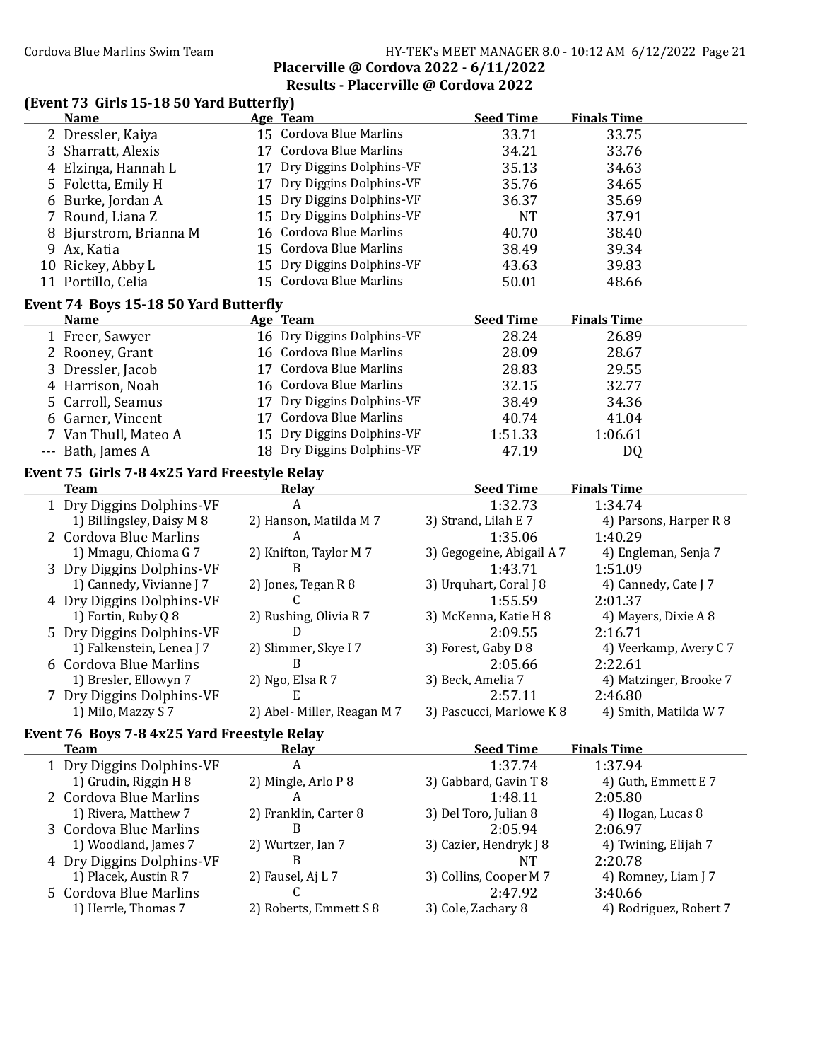## Placerville @ Cordova 2022 - 6/11/2022

## Results - Placerville @ Cordova 2022

### (Event 73 Girls 15-18 50 Yard Butterfly)

| | Name | Age | Team | Seed Time | Finals Time |
|---|---|---|---|---|---|
| 2 | Dressler, Kaiya | 15 | Cordova Blue Marlins | 33.71 | 33.75 |
| 3 | Sharratt, Alexis | 17 | Cordova Blue Marlins | 34.21 | 33.76 |
| 4 | Elzinga, Hannah L | 17 | Dry Diggins Dolphins-VF | 35.13 | 34.63 |
| 5 | Foletta, Emily H | 17 | Dry Diggins Dolphins-VF | 35.76 | 34.65 |
| 6 | Burke, Jordan A | 15 | Dry Diggins Dolphins-VF | 36.37 | 35.69 |
| 7 | Round, Liana Z | 15 | Dry Diggins Dolphins-VF | NT | 37.91 |
| 8 | Bjurstrom, Brianna M | 16 | Cordova Blue Marlins | 40.70 | 38.40 |
| 9 | Ax, Katia | 15 | Cordova Blue Marlins | 38.49 | 39.34 |
| 10 | Rickey, Abby L | 15 | Dry Diggins Dolphins-VF | 43.63 | 39.83 |
| 11 | Portillo, Celia | 15 | Cordova Blue Marlins | 50.01 | 48.66 |

### Event 74 Boys 15-18 50 Yard Butterfly

| | Name | Age | Team | Seed Time | Finals Time |
|---|---|---|---|---|---|
| 1 | Freer, Sawyer | 16 | Dry Diggins Dolphins-VF | 28.24 | 26.89 |
| 2 | Rooney, Grant | 16 | Cordova Blue Marlins | 28.09 | 28.67 |
| 3 | Dressler, Jacob | 17 | Cordova Blue Marlins | 28.83 | 29.55 |
| 4 | Harrison, Noah | 16 | Cordova Blue Marlins | 32.15 | 32.77 |
| 5 | Carroll, Seamus | 17 | Dry Diggins Dolphins-VF | 38.49 | 34.36 |
| 6 | Garner, Vincent | 17 | Cordova Blue Marlins | 40.74 | 41.04 |
| 7 | Van Thull, Mateo A | 15 | Dry Diggins Dolphins-VF | 1:51.33 | 1:06.61 |
| --- | Bath, James A | 18 | Dry Diggins Dolphins-VF | 47.19 | DQ |

### Event 75 Girls 7-8 4x25 Yard Freestyle Relay

| | Team | Relay | Seed Time | Finals Time |
|---|---|---|---|---|
| 1 | Dry Diggins Dolphins-VF | A | 1:32.73 | 1:34.74 |
| | 1) Billingsley, Daisy M 8 | 2) Hanson, Matilda M 7 | 3) Strand, Lilah E 7 | 4) Parsons, Harper R 8 |
| 2 | Cordova Blue Marlins | A | 1:35.06 | 1:40.29 |
| | 1) Mmagu, Chioma G 7 | 2) Knifton, Taylor M 7 | 3) Gegogeine, Abigail A 7 | 4) Engleman, Senja 7 |
| 3 | Dry Diggins Dolphins-VF | B | 1:43.71 | 1:51.09 |
| | 1) Cannedy, Vivianne J 7 | 2) Jones, Tegan R 8 | 3) Urquhart, Coral J 8 | 4) Cannedy, Cate J 7 |
| 4 | Dry Diggins Dolphins-VF | C | 1:55.59 | 2:01.37 |
| | 1) Fortin, Ruby Q 8 | 2) Rushing, Olivia R 7 | 3) McKenna, Katie H 8 | 4) Mayers, Dixie A 8 |
| 5 | Dry Diggins Dolphins-VF | D | 2:09.55 | 2:16.71 |
| | 1) Falkenstein, Lenea J 7 | 2) Slimmer, Skye I 7 | 3) Forest, Gaby D 8 | 4) Veerkamp, Avery C 7 |
| 6 | Cordova Blue Marlins | B | 2:05.66 | 2:22.61 |
| | 1) Bresler, Ellowyn 7 | 2) Ngo, Elsa R 7 | 3) Beck, Amelia 7 | 4) Matzinger, Brooke 7 |
| 7 | Dry Diggins Dolphins-VF | E | 2:57.11 | 2:46.80 |
| | 1) Milo, Mazzy S 7 | 2) Abel- Miller, Reagan M 7 | 3) Pascucci, Marlowe K 8 | 4) Smith, Matilda W 7 |

### Event 76 Boys 7-8 4x25 Yard Freestyle Relay

| | Team | Relay | Seed Time | Finals Time |
|---|---|---|---|---|
| 1 | Dry Diggins Dolphins-VF | A | 1:37.74 | 1:37.94 |
| | 1) Grudin, Riggin H 8 | 2) Mingle, Arlo P 8 | 3) Gabbard, Gavin T 8 | 4) Guth, Emmett E 7 |
| 2 | Cordova Blue Marlins | A | 1:48.11 | 2:05.80 |
| | 1) Rivera, Matthew 7 | 2) Franklin, Carter 8 | 3) Del Toro, Julian 8 | 4) Hogan, Lucas 8 |
| 3 | Cordova Blue Marlins | B | 2:05.94 | 2:06.97 |
| | 1) Woodland, James 7 | 2) Wurtzer, Ian 7 | 3) Cazier, Hendryk J 8 | 4) Twining, Elijah 7 |
| 4 | Dry Diggins Dolphins-VF | B | NT | 2:20.78 |
| | 1) Placek, Austin R 7 | 2) Fausel, Aj L 7 | 3) Collins, Cooper M 7 | 4) Romney, Liam J 7 |
| 5 | Cordova Blue Marlins | C | 2:47.92 | 3:40.66 |
| | 1) Herrle, Thomas 7 | 2) Roberts, Emmett S 8 | 3) Cole, Zachary 8 | 4) Rodriguez, Robert 7 |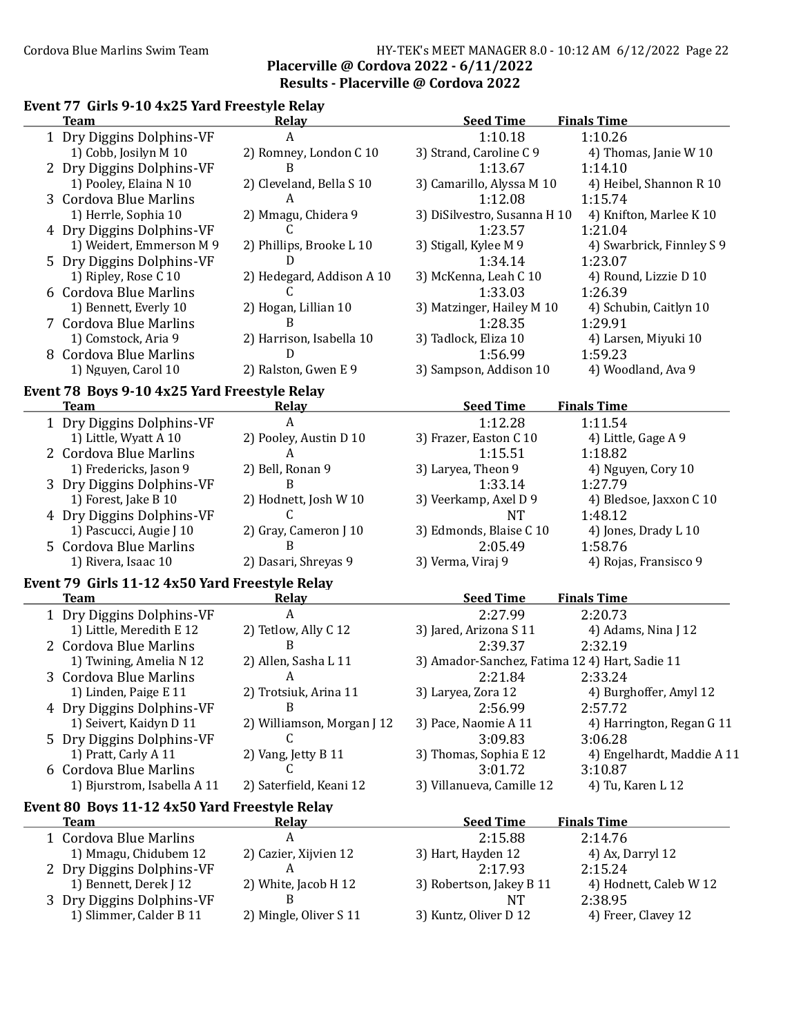Placerville @ Cordova 2022 - 6/11/2022

Results - Placerville @ Cordova 2022

## Event 77 Girls 9-10 4x25 Yard Freestyle Relay

| | Team | Relay | Seed Time | Finals Time |
|---|---|---|---|---|
| 1 | Dry Diggins Dolphins-VF | A | 1:10.18 | 1:10.26 |
| | 1) Cobb, Josilyn M 10 | 2) Romney, London C 10 | 3) Strand, Caroline C 9 | 4) Thomas, Janie W 10 |
| 2 | Dry Diggins Dolphins-VF | B | 1:13.67 | 1:14.10 |
| | 1) Pooley, Elaina N 10 | 2) Cleveland, Bella S 10 | 3) Camarillo, Alyssa M 10 | 4) Heibel, Shannon R 10 |
| 3 | Cordova Blue Marlins | A | 1:12.08 | 1:15.74 |
| | 1) Herrle, Sophia 10 | 2) Mmagu, Chidera 9 | 3) DiSilvestro, Susanna H 10 | 4) Knifton, Marlee K 10 |
| 4 | Dry Diggins Dolphins-VF | C | 1:23.57 | 1:21.04 |
| | 1) Weidert, Emmerson M 9 | 2) Phillips, Brooke L 10 | 3) Stigall, Kylee M 9 | 4) Swarbrick, Finnley S 9 |
| 5 | Dry Diggins Dolphins-VF | D | 1:34.14 | 1:23.07 |
| | 1) Ripley, Rose C 10 | 2) Hedegard, Addison A 10 | 3) McKenna, Leah C 10 | 4) Round, Lizzie D 10 |
| 6 | Cordova Blue Marlins | C | 1:33.03 | 1:26.39 |
| | 1) Bennett, Everly 10 | 2) Hogan, Lillian 10 | 3) Matzinger, Hailey M 10 | 4) Schubin, Caitlyn 10 |
| 7 | Cordova Blue Marlins | B | 1:28.35 | 1:29.91 |
| | 1) Comstock, Aria 9 | 2) Harrison, Isabella 10 | 3) Tadlock, Eliza 10 | 4) Larsen, Miyuki 10 |
| 8 | Cordova Blue Marlins | D | 1:56.99 | 1:59.23 |
| | 1) Nguyen, Carol 10 | 2) Ralston, Gwen E 9 | 3) Sampson, Addison 10 | 4) Woodland, Ava 9 |

## Event 78 Boys 9-10 4x25 Yard Freestyle Relay

| | Team | Relay | Seed Time | Finals Time |
|---|---|---|---|---|
| 1 | Dry Diggins Dolphins-VF | A | 1:12.28 | 1:11.54 |
| | 1) Little, Wyatt A 10 | 2) Pooley, Austin D 10 | 3) Frazer, Easton C 10 | 4) Little, Gage A 9 |
| 2 | Cordova Blue Marlins | A | 1:15.51 | 1:18.82 |
| | 1) Fredericks, Jason 9 | 2) Bell, Ronan 9 | 3) Laryea, Theon 9 | 4) Nguyen, Cory 10 |
| 3 | Dry Diggins Dolphins-VF | B | 1:33.14 | 1:27.79 |
| | 1) Forest, Jake B 10 | 2) Hodnett, Josh W 10 | 3) Veerkamp, Axel D 9 | 4) Bledsoe, Jaxxon C 10 |
| 4 | Dry Diggins Dolphins-VF | C | NT | 1:48.12 |
| | 1) Pascucci, Augie J 10 | 2) Gray, Cameron J 10 | 3) Edmonds, Blaise C 10 | 4) Jones, Drady L 10 |
| 5 | Cordova Blue Marlins | B | 2:05.49 | 1:58.76 |
| | 1) Rivera, Isaac 10 | 2) Dasari, Shreyas 9 | 3) Verma, Viraj 9 | 4) Rojas, Fransisco 9 |

## Event 79 Girls 11-12 4x50 Yard Freestyle Relay

| | Team | Relay | Seed Time | Finals Time |
|---|---|---|---|---|
| 1 | Dry Diggins Dolphins-VF | A | 2:27.99 | 2:20.73 |
| | 1) Little, Meredith E 12 | 2) Tetlow, Ally C 12 | 3) Jared, Arizona S 11 | 4) Adams, Nina J 12 |
| 2 | Cordova Blue Marlins | B | 2:39.37 | 2:32.19 |
| | 1) Twining, Amelia N 12 | 2) Allen, Sasha L 11 | 3) Amador-Sanchez, Fatima 12 | 4) Hart, Sadie 11 |
| 3 | Cordova Blue Marlins | A | 2:21.84 | 2:33.24 |
| | 1) Linden, Paige E 11 | 2) Trotsiuk, Arina 11 | 3) Laryea, Zora 12 | 4) Burghoffer, Amyl 12 |
| 4 | Dry Diggins Dolphins-VF | B | 2:56.99 | 2:57.72 |
| | 1) Seivert, Kaidyn D 11 | 2) Williamson, Morgan J 12 | 3) Pace, Naomie A 11 | 4) Harrington, Regan G 11 |
| 5 | Dry Diggins Dolphins-VF | C | 3:09.83 | 3:06.28 |
| | 1) Pratt, Carly A 11 | 2) Vang, Jetty B 11 | 3) Thomas, Sophia E 12 | 4) Engelhardt, Maddie A 11 |
| 6 | Cordova Blue Marlins | C | 3:01.72 | 3:10.87 |
| | 1) Bjurstrom, Isabella A 11 | 2) Saterfield, Keani 12 | 3) Villanueva, Camille 12 | 4) Tu, Karen L 12 |

## Event 80 Boys 11-12 4x50 Yard Freestyle Relay

| | Team | Relay | Seed Time | Finals Time |
|---|---|---|---|---|
| 1 | Cordova Blue Marlins | A | 2:15.88 | 2:14.76 |
| | 1) Mmagu, Chidubem 12 | 2) Cazier, Xijvien 12 | 3) Hart, Hayden 12 | 4) Ax, Darryl 12 |
| 2 | Dry Diggins Dolphins-VF | A | 2:17.93 | 2:15.24 |
| | 1) Bennett, Derek J 12 | 2) White, Jacob H 12 | 3) Robertson, Jakey B 11 | 4) Hodnett, Caleb W 12 |
| 3 | Dry Diggins Dolphins-VF | B | NT | 2:38.95 |
| | 1) Slimmer, Calder B 11 | 2) Mingle, Oliver S 11 | 3) Kuntz, Oliver D 12 | 4) Freer, Clavey 12 |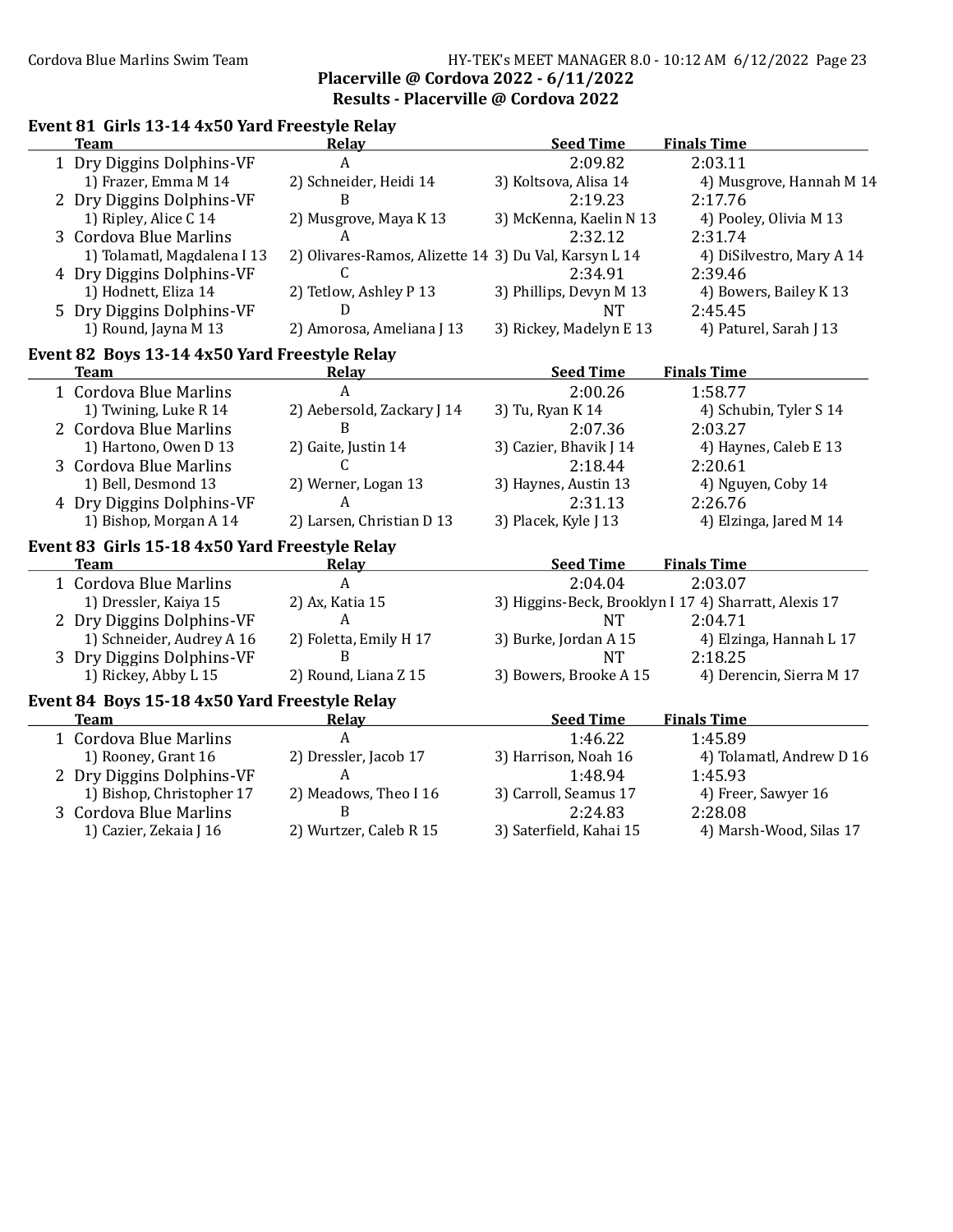Placerville @ Cordova 2022 - 6/11/2022

Results - Placerville @ Cordova 2022

### Event 81 Girls 13-14 4x50 Yard Freestyle Relay

| | Team | Relay | Seed Time | Finals Time |
|---|---|---|---|---|
| 1 | Dry Diggins Dolphins-VF | A | 2:09.82 | 2:03.11 |
| | 1) Frazer, Emma M 14 | 2) Schneider, Heidi 14 | 3) Koltsova, Alisa 14 | 4) Musgrove, Hannah M 14 |
| 2 | Dry Diggins Dolphins-VF | B | 2:19.23 | 2:17.76 |
| | 1) Ripley, Alice C 14 | 2) Musgrove, Maya K 13 | 3) McKenna, Kaelin N 13 | 4) Pooley, Olivia M 13 |
| 3 | Cordova Blue Marlins | A | 2:32.12 | 2:31.74 |
| | 1) Tolamatl, Magdalena I 13 | 2) Olivares-Ramos, Alizette 14 | 3) Du Val, Karsyn L 14 | 4) DiSilvestro, Mary A 14 |
| 4 | Dry Diggins Dolphins-VF | C | 2:34.91 | 2:39.46 |
| | 1) Hodnett, Eliza 14 | 2) Tetlow, Ashley P 13 | 3) Phillips, Devyn M 13 | 4) Bowers, Bailey K 13 |
| 5 | Dry Diggins Dolphins-VF | D | NT | 2:45.45 |
| | 1) Round, Jayna M 13 | 2) Amorosa, Ameliana J 13 | 3) Rickey, Madelyn E 13 | 4) Paturel, Sarah J 13 |

### Event 82 Boys 13-14 4x50 Yard Freestyle Relay

| | Team | Relay | Seed Time | Finals Time |
|---|---|---|---|---|
| 1 | Cordova Blue Marlins | A | 2:00.26 | 1:58.77 |
| | 1) Twining, Luke R 14 | 2) Aebersold, Zackary J 14 | 3) Tu, Ryan K 14 | 4) Schubin, Tyler S 14 |
| 2 | Cordova Blue Marlins | B | 2:07.36 | 2:03.27 |
| | 1) Hartono, Owen D 13 | 2) Gaite, Justin 14 | 3) Cazier, Bhavik J 14 | 4) Haynes, Caleb E 13 |
| 3 | Cordova Blue Marlins | C | 2:18.44 | 2:20.61 |
| | 1) Bell, Desmond 13 | 2) Werner, Logan 13 | 3) Haynes, Austin 13 | 4) Nguyen, Coby 14 |
| 4 | Dry Diggins Dolphins-VF | A | 2:31.13 | 2:26.76 |
| | 1) Bishop, Morgan A 14 | 2) Larsen, Christian D 13 | 3) Placek, Kyle J 13 | 4) Elzinga, Jared M 14 |

### Event 83 Girls 15-18 4x50 Yard Freestyle Relay

| | Team | Relay | Seed Time | Finals Time |
|---|---|---|---|---|
| 1 | Cordova Blue Marlins | A | 2:04.04 | 2:03.07 |
| | 1) Dressler, Kaiya 15 | 2) Ax, Katia 15 | 3) Higgins-Beck, Brooklyn I 17 | 4) Sharratt, Alexis 17 |
| 2 | Dry Diggins Dolphins-VF | A | NT | 2:04.71 |
| | 1) Schneider, Audrey A 16 | 2) Foletta, Emily H 17 | 3) Burke, Jordan A 15 | 4) Elzinga, Hannah L 17 |
| 3 | Dry Diggins Dolphins-VF | B | NT | 2:18.25 |
| | 1) Rickey, Abby L 15 | 2) Round, Liana Z 15 | 3) Bowers, Brooke A 15 | 4) Derencin, Sierra M 17 |

### Event 84 Boys 15-18 4x50 Yard Freestyle Relay

| | Team | Relay | Seed Time | Finals Time |
|---|---|---|---|---|
| 1 | Cordova Blue Marlins | A | 1:46.22 | 1:45.89 |
| | 1) Rooney, Grant 16 | 2) Dressler, Jacob 17 | 3) Harrison, Noah 16 | 4) Tolamatl, Andrew D 16 |
| 2 | Dry Diggins Dolphins-VF | A | 1:48.94 | 1:45.93 |
| | 1) Bishop, Christopher 17 | 2) Meadows, Theo I 16 | 3) Carroll, Seamus 17 | 4) Freer, Sawyer 16 |
| 3 | Cordova Blue Marlins | B | 2:24.83 | 2:28.08 |
| | 1) Cazier, Zekaia J 16 | 2) Wurtzer, Caleb R 15 | 3) Saterfield, Kahai 15 | 4) Marsh-Wood, Silas 17 |